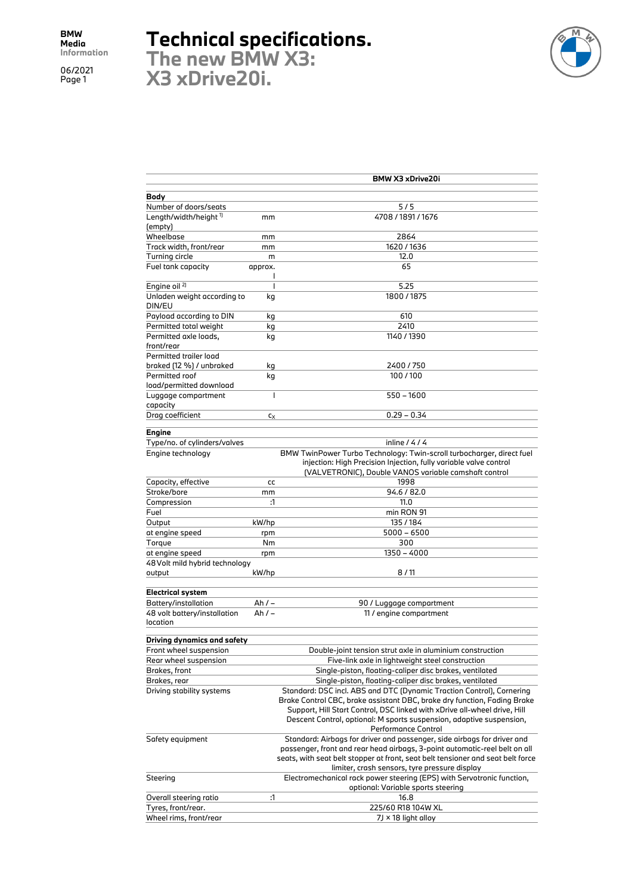# Technical specifications.

## The new BMW X3: X3 xDrive20i.

| | | BMW X3 xDrive20i |
|---|---|---|
| **Body** | | |
| Number of doors/seats | | 5 / 5 |
| Length/width/height [1] (empty) | mm | 4708 / 1891 / 1676 |
| Wheelbase | mm | 2864 |
| Track width, front/rear | mm | 1620 / 1636 |
| Turning circle | m | 12.0 |
| Fuel tank capacity | approx. l | 65 |
| Engine oil [2] | l | 5.25 |
| Unladen weight according to DIN/EU | kg | 1800 / 1875 |
| Payload according to DIN | kg | 610 |
| Permitted total weight | kg | 2410 |
| Permitted axle loads, front/rear | kg | 1140 / 1390 |
| Permitted trailer load braked (12 %) / unbraked | kg | 2400 / 750 |
| Permitted roof load/permitted download | kg | 100 / 100 |
| Luggage compartment capacity | l | 550 – 1600 |
| Drag coefficient | $c_x$ | 0.29 – 0.34 |
| **Engine** | | |
| Type/no. of cylinders/valves | | inline / 4 / 4 |
| Engine technology | | BMW TwinPower Turbo Technology: Twin-scroll turbocharger, direct fuel injection: High Precision Injection, fully variable valve control (VALVETRONIC), Double VANOS variable camshaft control |
| Capacity, effective | cc | 1998 |
| Stroke/bore | mm | 94.6 / 82.0 |
| Compression | :1 | 11.0 |
| Fuel | | min RON 91 |
| Output | kW/hp | 135 / 184 |
| at engine speed | rpm | 5000 – 6500 |
| Torque | Nm | 300 |
| at engine speed | rpm | 1350 – 4000 |
| 48 Volt mild hybrid technology output | kW/hp | 8 / 11 |
| **Electrical system** | | |
| Battery/installation | Ah / – | 90 / Luggage compartment |
| 48 volt battery/installation location | Ah / – | 11 / engine compartment |
| **Driving dynamics and safety** | | |
| Front wheel suspension | | Double-joint tension strut axle in aluminium construction |
| Rear wheel suspension | | Five-link axle in lightweight steel construction |
| Brakes, front | | Single-piston, floating-caliper disc brakes, ventilated |
| Brakes, rear | | Single-piston, floating-caliper disc brakes, ventilated |
| Driving stability systems | | Standard: DSC incl. ABS and DTC (Dynamic Traction Control), Cornering Brake Control CBC, brake assistant DBC, brake dry function, Fading Brake Support, Hill Start Control, DSC linked with xDrive all-wheel drive, Hill Descent Control, optional: M sports suspension, adaptive suspension, Performance Control |
| Safety equipment | | Standard: Airbags for driver and passenger, side airbags for driver and passenger, front and rear head airbags, 3-point automatic-reel belt on all seats, with seat belt stopper at front, seat belt tensioner and seat belt force limiter, crash sensors, tyre pressure display |
| Steering | | Electromechanical rack power steering (EPS) with Servotronic function, optional: Variable sports steering |
| Overall steering ratio | :1 | 16.8 |
| Tyres, front/rear. | | 225/60 R18 104W XL |
| Wheel rims, front/rear | | 7J × 18 light alloy |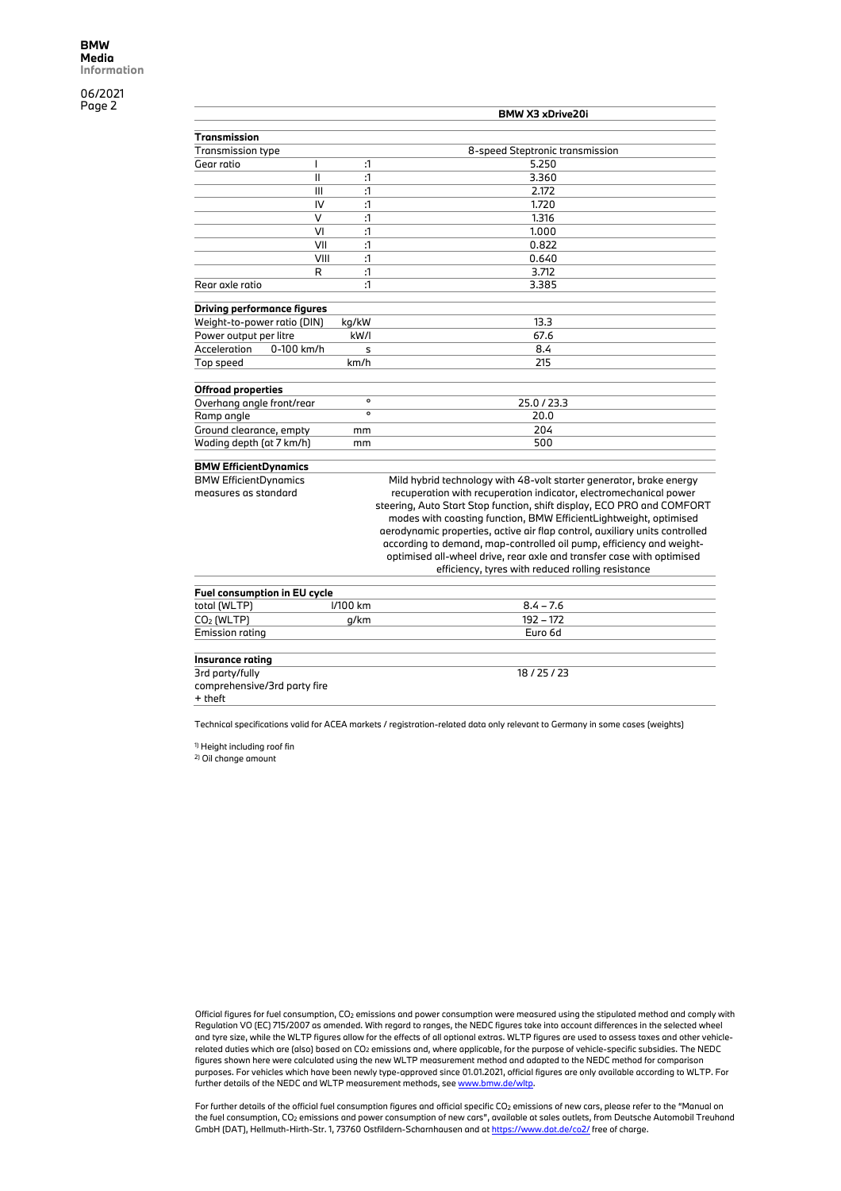| | | | BMW X3 xDrive20i |
|---|---|---|---|
| **Transmission** | | | |
| Transmission type | | | 8-speed Steptronic transmission |
| Gear ratio | I | :1 | 5.250 |
| | II | :1 | 3.360 |
| | III | :1 | 2.172 |
| | IV | :1 | 1.720 |
| | V | :1 | 1.316 |
| | VI | :1 | 1.000 |
| | VII | :1 | 0.822 |
| | VIII | :1 | 0.640 |
| | R | :1 | 3.712 |
| Rear axle ratio | | :1 | 3.385 |
| **Driving performance figures** | | | |
| Weight-to-power ratio (DIN) | | kg/kW | 13.3 |
| Power output per litre | | kW/l | 67.6 |
| Acceleration | 0-100 km/h | s | 8.4 |
| Top speed | | km/h | 215 |
| **Offroad properties** | | | |
| Overhang angle front/rear | | ° | 25.0 / 23.3 |
| Ramp angle | | ° | 20.0 |
| Ground clearance, empty | | mm | 204 |
| Wading depth (at 7 km/h) | | mm | 500 |
| **BMW EfficientDynamics** | | | |
| BMW EfficientDynamics measures as standard | | | Mild hybrid technology with 48-volt starter generator, brake energy recuperation with recuperation indicator, electromechanical power steering, Auto Start Stop function, shift display, ECO PRO and COMFORT modes with coasting function, BMW EfficientLightweight, optimised aerodynamic properties, active air flap control, auxiliary units controlled according to demand, map-controlled oil pump, efficiency and weight-optimised all-wheel drive, rear axle and transfer case with optimised efficiency, tyres with reduced rolling resistance |
| **Fuel consumption in EU cycle** | | | |
| total (WLTP) | | l/100 km | 8.4 – 7.6 |
| $CO_2$ (WLTP) | | g/km | 192 – 172 |
| Emission rating | | | Euro 6d |
| **Insurance rating** | | | |
| 3rd party/fully comprehensive/3rd party fire + theft | | | 18 / 25 / 23 |

Technical specifications valid for ACEA markets / registration-related data only relevant to Germany in some cases (weights)

[1] Height including roof fin
[2] Oil change amount

Official figures for fuel consumption, $CO_2$ emissions and power consumption were measured using the stipulated method and comply with Regulation VO (EC) 715/2007 as amended. With regard to ranges, the NEDC figures take into account differences in the selected wheel and tyre size, while the WLTP figures allow for the effects of all optional extras. WLTP figures are used to assess taxes and other vehicle-related duties which are (also) based on $CO_2$ emissions and, where applicable, for the purpose of vehicle-specific subsidies. The NEDC figures shown here were calculated using the new WLTP measurement method and adapted to the NEDC method for comparison purposes. For vehicles which have been newly type-approved since 01.01.2021, official figures are only available according to WLTP. For further details of the NEDC and WLTP measurement methods, see www.bmw.de/wltp.

For further details of the official fuel consumption figures and official specific $CO_2$ emissions of new cars, please refer to the "Manual on the fuel consumption, $CO_2$ emissions and power consumption of new cars", available at sales outlets, from Deutsche Automobil Treuhand GmbH (DAT), Hellmuth-Hirth-Str. 1, 73760 Ostfildern-Scharnhausen and at https://www.dat.de/co2/ free of charge.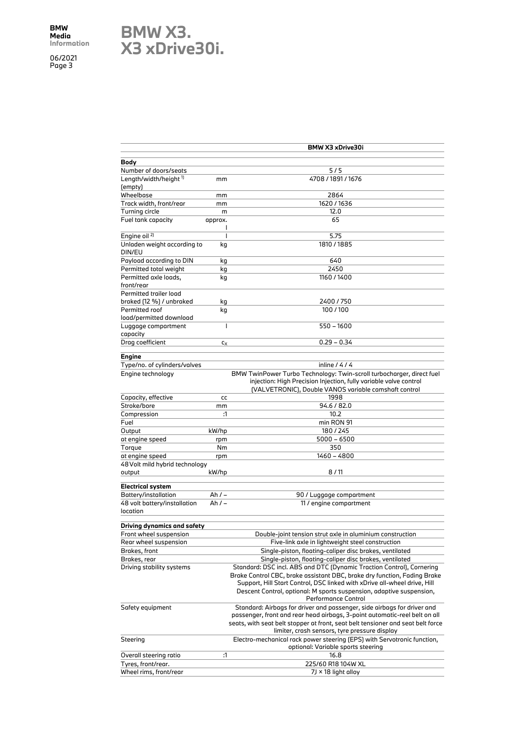# BMW X3.
# X3 xDrive30i.

| | | BMW X3 xDrive30i |
|---|---|---|
| **Body** | | |
| Number of doors/seats | | 5 / 5 |
| Length/width/height [1] (empty) | mm | 4708 / 1891 / 1676 |
| Wheelbase | mm | 2864 |
| Track width, front/rear | mm | 1620 / 1636 |
| Turning circle | m | 12.0 |
| Fuel tank capacity | approx. l | 65 |
| Engine oil [2] | l | 5.75 |
| Unladen weight according to DIN/EU | kg | 1810 / 1885 |
| Payload according to DIN | kg | 640 |
| Permitted total weight | kg | 2450 |
| Permitted axle loads, front/rear | kg | 1160 / 1400 |
| Permitted trailer load braked (12 %) / unbraked | kg | 2400 / 750 |
| Permitted roof load/permitted download | kg | 100 / 100 |
| Luggage compartment capacity | l | 550 – 1600 |
| Drag coefficient | $c_x$ | 0.29 – 0.34 |
| **Engine** | | |
| Type/no. of cylinders/valves | | inline / 4 / 4 |
| Engine technology | | BMW TwinPower Turbo Technology: Twin-scroll turbocharger, direct fuel injection: High Precision Injection, fully variable valve control (VALVETRONIC), Double VANOS variable camshaft control |
| Capacity, effective | cc | 1998 |
| Stroke/bore | mm | 94.6 / 82.0 |
| Compression | :1 | 10.2 |
| Fuel | | min RON 91 |
| Output | kW/hp | 180 / 245 |
| at engine speed | rpm | 5000 – 6500 |
| Torque | Nm | 350 |
| at engine speed | rpm | 1460 – 4800 |
| 48 Volt mild hybrid technology output | kW/hp | 8 / 11 |
| **Electrical system** | | |
| Battery/installation | Ah / – | 90 / Luggage compartment |
| 48 volt battery/installation location | Ah / – | 11 / engine compartment |
| **Driving dynamics and safety** | | |
| Front wheel suspension | | Double-joint tension strut axle in aluminium construction |
| Rear wheel suspension | | Five-link axle in lightweight steel construction |
| Brakes, front | | Single-piston, floating-caliper disc brakes, ventilated |
| Brakes, rear | | Single-piston, floating-caliper disc brakes, ventilated |
| Driving stability systems | | Standard: DSC incl. ABS and DTC (Dynamic Traction Control), Cornering Brake Control CBC, brake assistant DBC, brake dry function, Fading Brake Support, Hill Start Control, DSC linked with xDrive all-wheel drive, Hill Descent Control, optional: M sports suspension, adaptive suspension, Performance Control |
| Safety equipment | | Standard: Airbags for driver and passenger, side airbags for driver and passenger, front and rear head airbags, 3-point automatic-reel belt on all seats, with seat belt stopper at front, seat belt tensioner and seat belt force limiter, crash sensors, tyre pressure display |
| Steering | | Electro-mechanical rack power steering (EPS) with Servotronic function, optional: Variable sports steering |
| Overall steering ratio | :1 | 16.8 |
| Tyres, front/rear. | | 225/60 R18 104W XL |
| Wheel rims, front/rear | | 7J × 18 light alloy |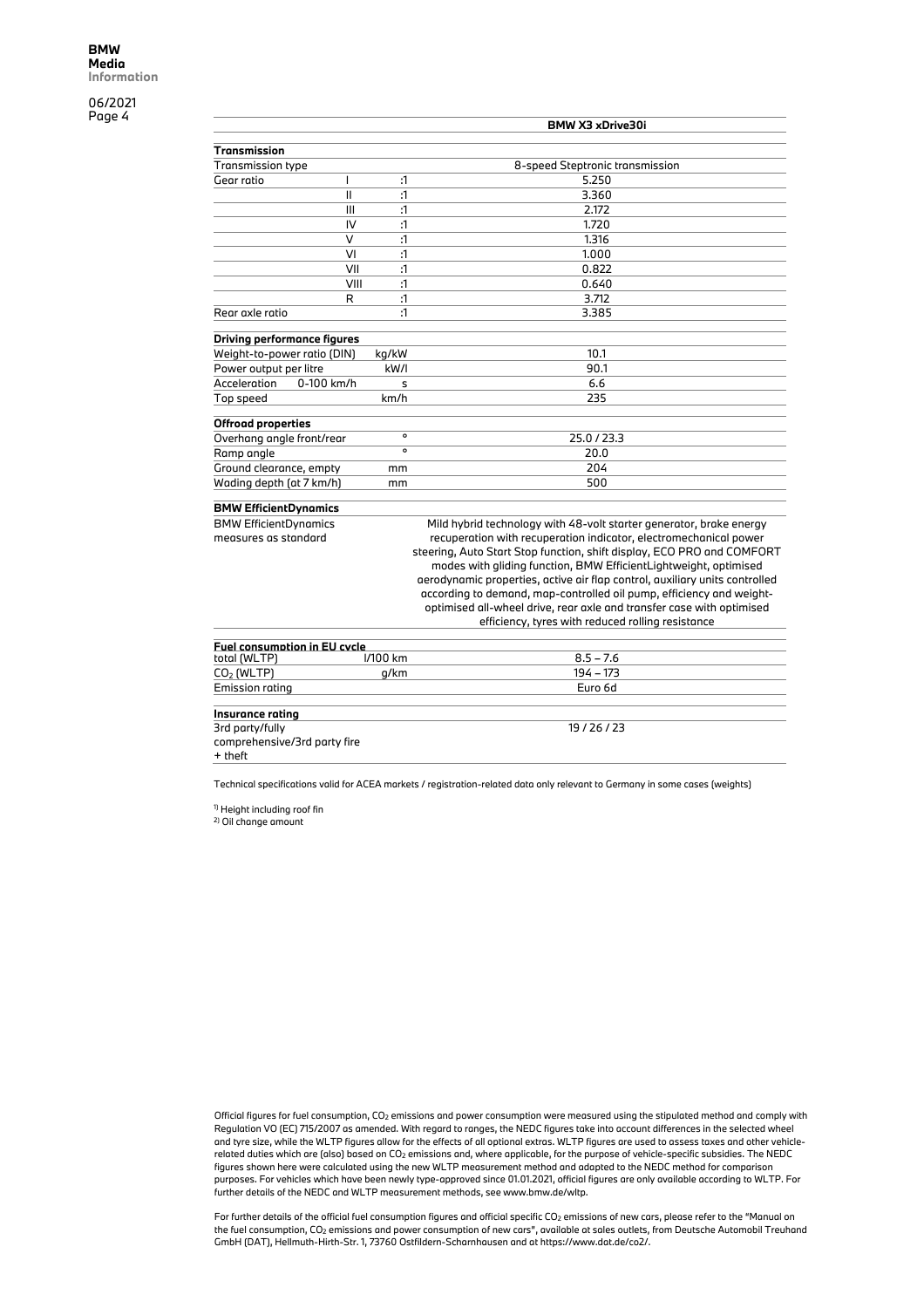| | | | BMW X3 xDrive30i |
|---|---|---|---|
| **Transmission** | | | |
| Transmission type | | | 8-speed Steptronic transmission |
| Gear ratio | I | :1 | 5.250 |
| | II | :1 | 3.360 |
| | III | :1 | 2.172 |
| | IV | :1 | 1.720 |
| | V | :1 | 1.316 |
| | VI | :1 | 1.000 |
| | VII | :1 | 0.822 |
| | VIII | :1 | 0.640 |
| | R | :1 | 3.712 |
| Rear axle ratio | | :1 | 3.385 |
| **Driving performance figures** | | | |
| Weight-to-power ratio (DIN) | | kg/kW | 10.1 |
| Power output per litre | | kW/l | 90.1 |
| Acceleration | 0-100 km/h | s | 6.6 |
| Top speed | | km/h | 235 |
| **Offroad properties** | | | |
| Overhang angle front/rear | | ° | 25.0 / 23.3 |
| Ramp angle | | ° | 20.0 |
| Ground clearance, empty | | mm | 204 |
| Wading depth (at 7 km/h) | | mm | 500 |
| **BMW EfficientDynamics** | | | |
| BMW EfficientDynamics measures as standard | | | Mild hybrid technology with 48-volt starter generator, brake energy recuperation with recuperation indicator, electromechanical power steering, Auto Start Stop function, shift display, ECO PRO and COMFORT modes with gliding function, BMW EfficientLightweight, optimised aerodynamic properties, active air flap control, auxiliary units controlled according to demand, map-controlled oil pump, efficiency and weight-optimised all-wheel drive, rear axle and transfer case with optimised efficiency, tyres with reduced rolling resistance |
| **Fuel consumption in EU cycle** | | | |
| total (WLTP) | | l/100 km | 8.5 – 7.6 |
| $CO_2$ (WLTP) | | g/km | 194 – 173 |
| Emission rating | | | Euro 6d |
| **Insurance rating** | | | |
| 3rd party/fully comprehensive/3rd party fire + theft | | | 19 / 26 / 23 |

Technical specifications valid for ACEA markets / registration-related data only relevant to Germany in some cases (weights)

[1] Height including roof fin
[2] Oil change amount

Official figures for fuel consumption, $CO_2$ emissions and power consumption were measured using the stipulated method and comply with Regulation VO (EC) 715/2007 as amended. With regard to ranges, the NEDC figures take into account differences in the selected wheel and tyre size, while the WLTP figures allow for the effects of all optional extras. WLTP figures are used to assess taxes and other vehicle-related duties which are (also) based on $CO_2$ emissions and, where applicable, for the purpose of vehicle-specific subsidies. The NEDC figures shown here were calculated using the new WLTP measurement method and adapted to the NEDC method for comparison purposes. For vehicles which have been newly type-approved since 01.01.2021, official figures are only available according to WLTP. For further details of the NEDC and WLTP measurement methods, see www.bmw.de/wltp.

For further details of the official fuel consumption figures and official specific $CO_2$ emissions of new cars, please refer to the "Manual on the fuel consumption, $CO_2$ emissions and power consumption of new cars", available at sales outlets, from Deutsche Automobil Treuhand GmbH (DAT), Hellmuth-Hirth-Str. 1, 73760 Ostfildern-Scharnhausen and at https://www.dat.de/co2/.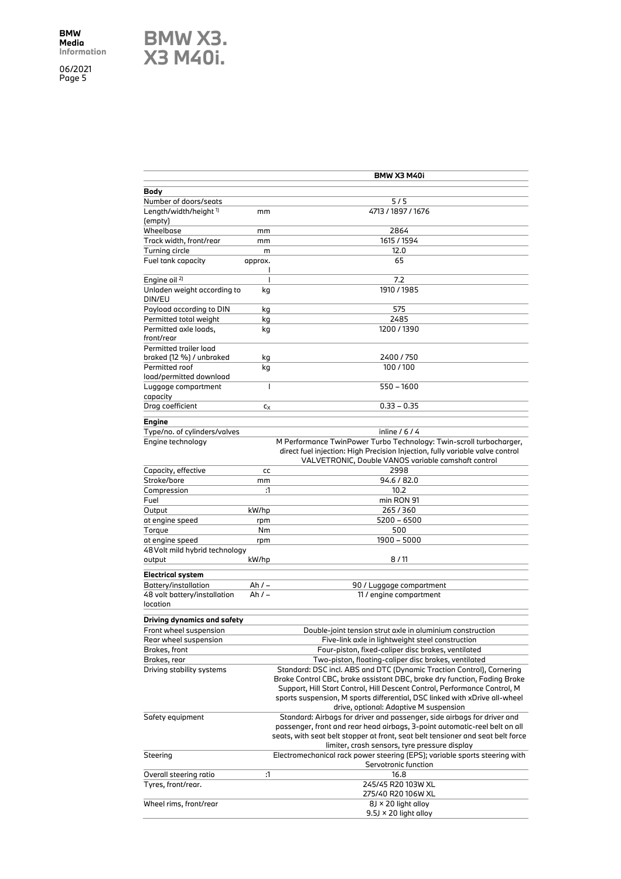# BMW X3. X3 M40i.

| | | BMW X3 M40i |
|---|---|---|
| **Body** | | |
| Number of doors/seats | | 5 / 5 |
| Length/width/height [1] (empty) | mm | 4713 / 1897 / 1676 |
| Wheelbase | mm | 2864 |
| Track width, front/rear | mm | 1615 / 1594 |
| Turning circle | m | 12.0 |
| Fuel tank capacity | approx. l | 65 |
| Engine oil [2] | l | 7.2 |
| Unladen weight according to DIN/EU | kg | 1910 / 1985 |
| Payload according to DIN | kg | 575 |
| Permitted total weight | kg | 2485 |
| Permitted axle loads, front/rear | kg | 1200 / 1390 |
| Permitted trailer load braked (12 %) / unbraked | kg | 2400 / 750 |
| Permitted roof load/permitted download | kg | 100 / 100 |
| Luggage compartment capacity | l | 550 – 1600 |
| Drag coefficient | $c_x$ | 0.33 – 0.35 |
| **Engine** | | |
| Type/no. of cylinders/valves | | inline / 6 / 4 |
| Engine technology | | M Performance TwinPower Turbo Technology: Twin-scroll turbocharger, direct fuel injection: High Precision Injection, fully variable valve control VALVETRONIC, Double VANOS variable camshaft control |
| Capacity, effective | cc | 2998 |
| Stroke/bore | mm | 94.6 / 82.0 |
| Compression | :1 | 10.2 |
| Fuel | | min RON 91 |
| Output | kW/hp | 265 / 360 |
| at engine speed | rpm | 5200 – 6500 |
| Torque | Nm | 500 |
| at engine speed | rpm | 1900 – 5000 |
| 48 Volt mild hybrid technology output | kW/hp | 8 / 11 |
| **Electrical system** | | |
| Battery/installation | Ah / – | 90 / Luggage compartment |
| 48 volt battery/installation location | Ah / – | 11 / engine compartment |
| **Driving dynamics and safety** | | |
| Front wheel suspension | | Double-joint tension strut axle in aluminium construction |
| Rear wheel suspension | | Five-link axle in lightweight steel construction |
| Brakes, front | | Four-piston, fixed-caliper disc brakes, ventilated |
| Brakes, rear | | Two-piston, floating-caliper disc brakes, ventilated |
| Driving stability systems | | Standard: DSC incl. ABS and DTC (Dynamic Traction Control), Cornering Brake Control CBC, brake assistant DBC, brake dry function, Fading Brake Support, Hill Start Control, Hill Descent Control, Performance Control, M sports suspension, M sports differential, DSC linked with xDrive all-wheel drive, optional: Adaptive M suspension |
| Safety equipment | | Standard: Airbags for driver and passenger, side airbags for driver and passenger, front and rear head airbags, 3-point automatic-reel belt on all seats, with seat belt stopper at front, seat belt tensioner and seat belt force limiter, crash sensors, tyre pressure display |
| Steering | | Electromechanical rack power steering (EPS); variable sports steering with Servotronic function |
| Overall steering ratio | :1 | 16.8 |
| Tyres, front/rear. | | 245/45 R20 103W XL<br>275/40 R20 106W XL |
| Wheel rims, front/rear | | 8J × 20 light alloy<br>9.5J × 20 light alloy |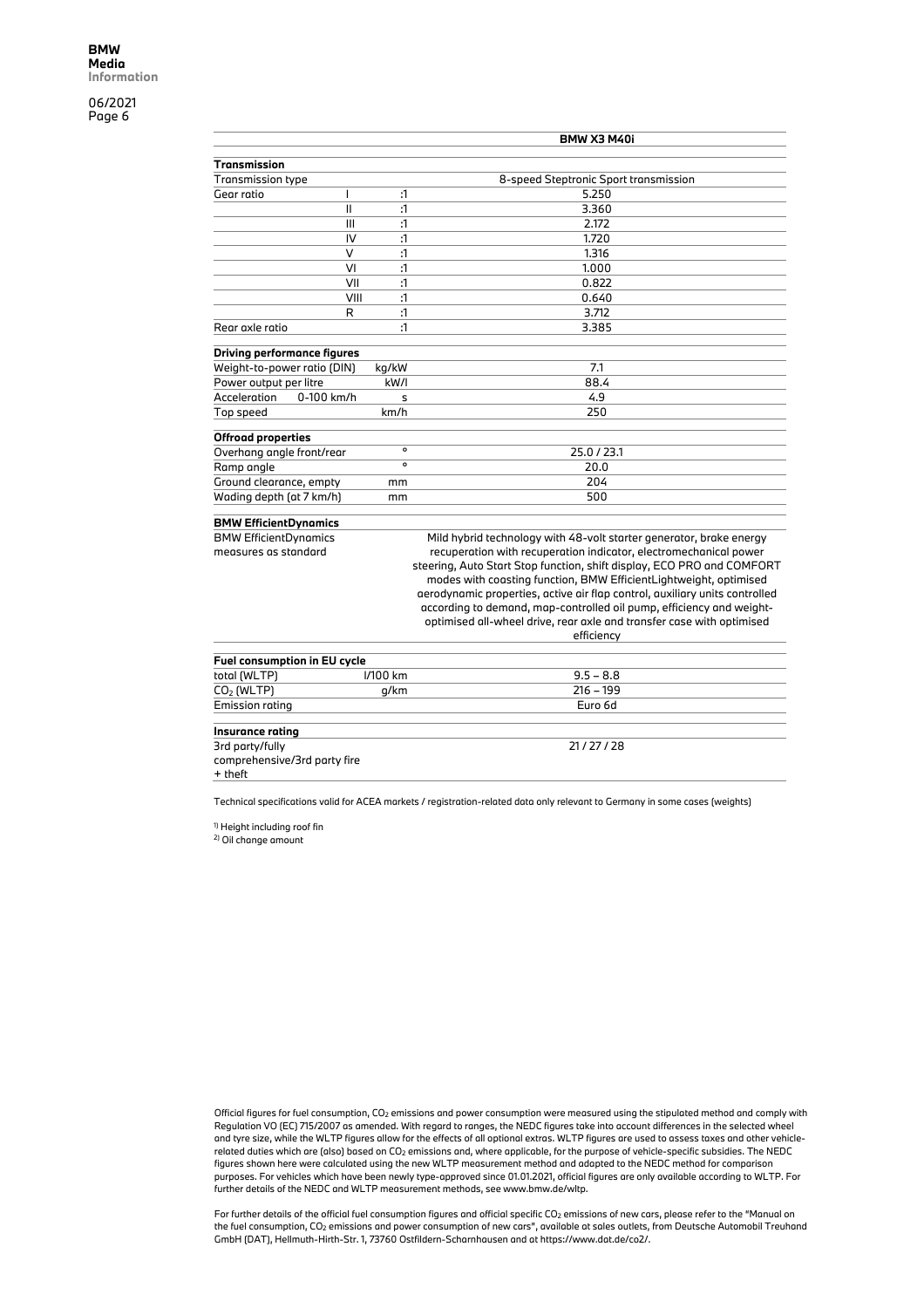| | | | BMW X3 M40i |
|---|---|---|---|
| **Transmission** | | | |
| Transmission type | | | 8-speed Steptronic Sport transmission |
| Gear ratio | I | :1 | 5.250 |
| | II | :1 | 3.360 |
| | III | :1 | 2.172 |
| | IV | :1 | 1.720 |
| | V | :1 | 1.316 |
| | VI | :1 | 1.000 |
| | VII | :1 | 0.822 |
| | VIII | :1 | 0.640 |
| | R | :1 | 3.712 |
| Rear axle ratio | | :1 | 3.385 |
| **Driving performance figures** | | | |
| Weight-to-power ratio (DIN) | | kg/kW | 7.1 |
| Power output per litre | | kW/l | 88.4 |
| Acceleration | 0-100 km/h | s | 4.9 |
| Top speed | | km/h | 250 |
| **Offroad properties** | | | |
| Overhang angle front/rear | | ° | 25.0 / 23.1 |
| Ramp angle | | ° | 20.0 |
| Ground clearance, empty | | mm | 204 |
| Wading depth (at 7 km/h) | | mm | 500 |
| **BMW EfficientDynamics** | | | |
| BMW EfficientDynamics measures as standard | | | Mild hybrid technology with 48-volt starter generator, brake energy recuperation with recuperation indicator, electromechanical power steering, Auto Start Stop function, shift display, ECO PRO and COMFORT modes with coasting function, BMW EfficientLightweight, optimised aerodynamic properties, active air flap control, auxiliary units controlled according to demand, map-controlled oil pump, efficiency and weight-optimised all-wheel drive, rear axle and transfer case with optimised efficiency |
| **Fuel consumption in EU cycle** | | | |
| total (WLTP) | | l/100 km | 9.5 – 8.8 |
| $CO_2$ (WLTP) | | g/km | 216 – 199 |
| Emission rating | | | Euro 6d |
| **Insurance rating** | | | |
| 3rd party/fully comprehensive/3rd party fire + theft | | | 21 / 27 / 28 |

Technical specifications valid for ACEA markets / registration-related data only relevant to Germany in some cases (weights)

[1] Height including roof fin
[2] Oil change amount

Official figures for fuel consumption, $CO_2$ emissions and power consumption were measured using the stipulated method and comply with Regulation VO (EC) 715/2007 as amended. With regard to ranges, the NEDC figures take into account differences in the selected wheel and tyre size, while the WLTP figures allow for the effects of all optional extras. WLTP figures are used to assess taxes and other vehicle-related duties which are (also) based on $CO_2$ emissions and, where applicable, for the purpose of vehicle-specific subsidies. The NEDC figures shown here were calculated using the new WLTP measurement method and adapted to the NEDC method for comparison purposes. For vehicles which have been newly type-approved since 01.01.2021, official figures are only available according to WLTP. For further details of the NEDC and WLTP measurement methods, see www.bmw.de/wltp.

For further details of the official fuel consumption figures and official specific $CO_2$ emissions of new cars, please refer to the "Manual on the fuel consumption, $CO_2$ emissions and power consumption of new cars", available at sales outlets, from Deutsche Automobil Treuhand GmbH (DAT), Hellmuth-Hirth-Str. 1, 73760 Ostfildern-Scharnhausen and at https://www.dat.de/co2/.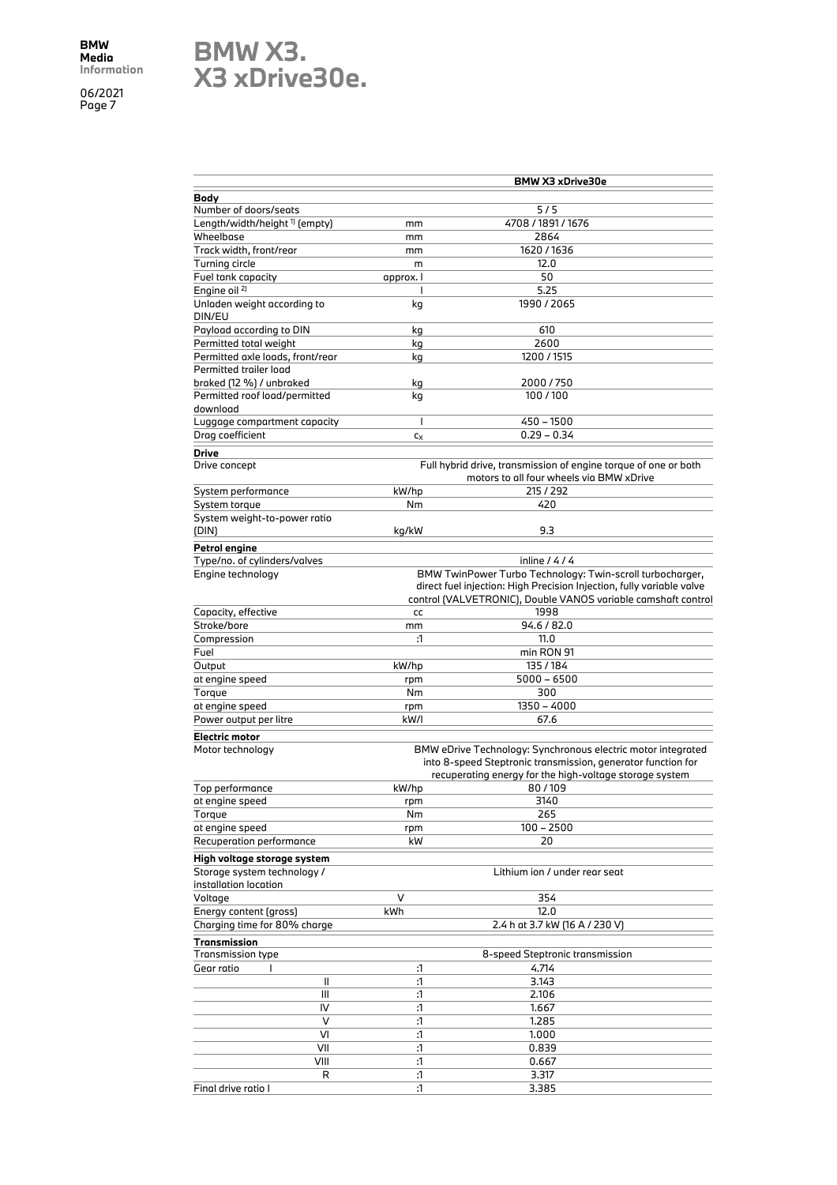# BMW X3. X3 xDrive30e.

| | | BMW X3 xDrive30e |
|---|---|---|
| **Body** | | |
| Number of doors/seats | | 5 / 5 |
| Length/width/height [1] (empty) | mm | 4708 / 1891 / 1676 |
| Wheelbase | mm | 2864 |
| Track width, front/rear | mm | 1620 / 1636 |
| Turning circle | m | 12.0 |
| Fuel tank capacity | approx. l | 50 |
| Engine oil [2] | l | 5.25 |
| Unladen weight according to DIN/EU | kg | 1990 / 2065 |
| Payload according to DIN | kg | 610 |
| Permitted total weight | kg | 2600 |
| Permitted axle loads, front/rear | kg | 1200 / 1515 |
| Permitted trailer load braked (12 %) / unbraked | kg | 2000 / 750 |
| Permitted roof load/permitted download | kg | 100 / 100 |
| Luggage compartment capacity | l | 450 – 1500 |
| Drag coefficient | $c_x$ | 0.29 – 0.34 |
| **Drive** | | |
| Drive concept | | Full hybrid drive, transmission of engine torque of one or both motors to all four wheels via BMW xDrive |
| System performance | kW/hp | 215 / 292 |
| System torque | Nm | 420 |
| System weight-to-power ratio (DIN) | kg/kW | 9.3 |
| **Petrol engine** | | |
| Type/no. of cylinders/valves | | inline / 4 / 4 |
| Engine technology | | BMW TwinPower Turbo Technology: Twin-scroll turbocharger, direct fuel injection: High Precision Injection, fully variable valve control (VALVETRONIC), Double VANOS variable camshaft control |
| Capacity, effective | cc | 1998 |
| Stroke/bore | mm | 94.6 / 82.0 |
| Compression | :1 | 11.0 |
| Fuel | | min RON 91 |
| Output | kW/hp | 135 / 184 |
| at engine speed | rpm | 5000 – 6500 |
| Torque | Nm | 300 |
| at engine speed | rpm | 1350 – 4000 |
| Power output per litre | kW/l | 67.6 |
| **Electric motor** | | |
| Motor technology | | BMW eDrive Technology: Synchronous electric motor integrated into 8-speed Steptronic transmission, generator function for recuperating energy for the high-voltage storage system |
| Top performance | kW/hp | 80 / 109 |
| at engine speed | rpm | 3140 |
| Torque | Nm | 265 |
| at engine speed | rpm | 100 – 2500 |
| Recuperation performance | kW | 20 |
| **High voltage storage system** | | |
| Storage system technology / installation location | | Lithium ion / under rear seat |
| Voltage | V | 354 |
| Energy content (gross) | kWh | 12.0 |
| Charging time for 80% charge | | 2.4 h at 3.7 kW (16 A / 230 V) |
| **Transmission** | | |
| Transmission type | | 8-speed Steptronic transmission |
| Gear ratio I | :1 | 4.714 |
| II | :1 | 3.143 |
| III | :1 | 2.106 |
| IV | :1 | 1.667 |
| V | :1 | 1.285 |
| VI | :1 | 1.000 |
| VII | :1 | 0.839 |
| VIII | :1 | 0.667 |
| R | :1 | 3.317 |
| Final drive ratio I | :1 | 3.385 |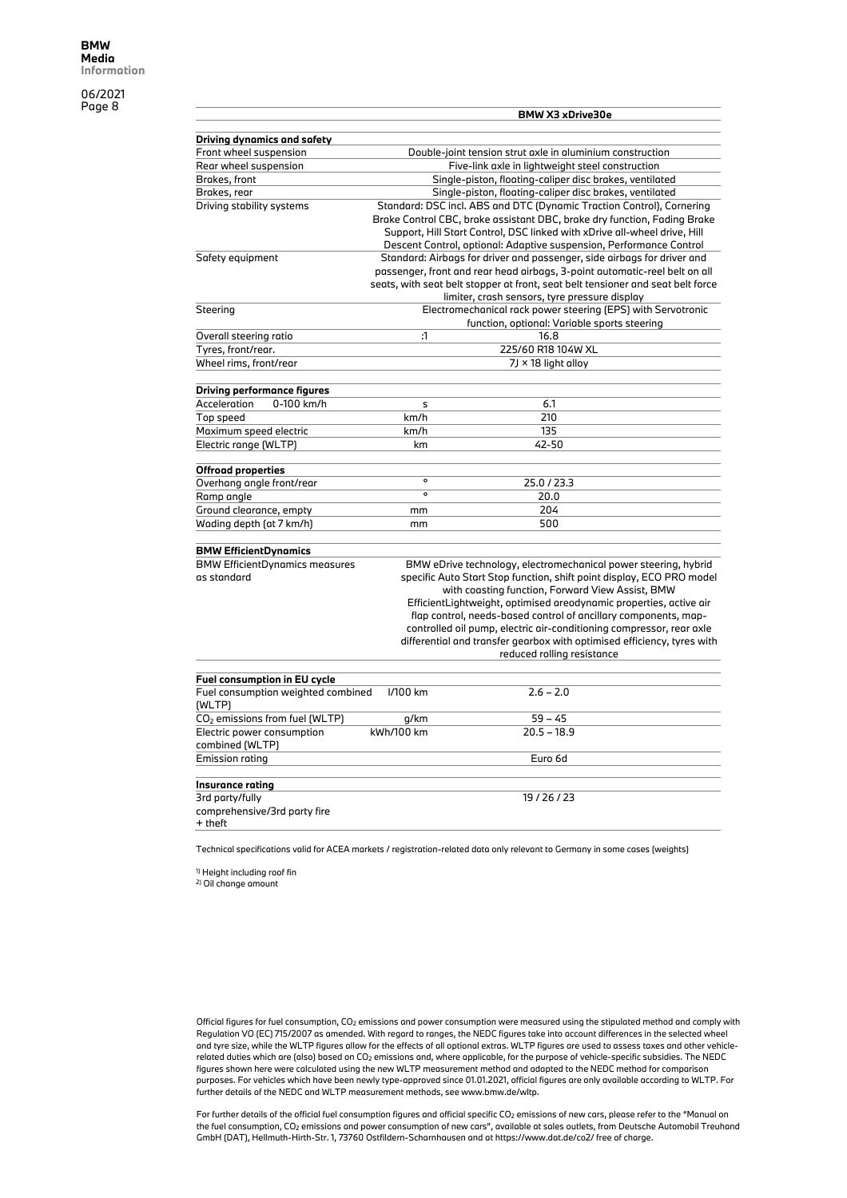| | | BMW X3 xDrive30e |
|---|---|---|
| **Driving dynamics and safety** | | |
| Front wheel suspension | | Double-joint tension strut axle in aluminium construction |
| Rear wheel suspension | | Five-link axle in lightweight steel construction |
| Brakes, front | | Single-piston, floating-caliper disc brakes, ventilated |
| Brakes, rear | | Single-piston, floating-caliper disc brakes, ventilated |
| Driving stability systems | | Standard: DSC incl. ABS and DTC (Dynamic Traction Control), Cornering Brake Control CBC, brake assistant DBC, brake dry function, Fading Brake Support, Hill Start Control, DSC linked with xDrive all-wheel drive, Hill Descent Control, optional: Adaptive suspension, Performance Control |
| Safety equipment | | Standard: Airbags for driver and passenger, side airbags for driver and passenger, front and rear head airbags, 3-point automatic-reel belt on all seats, with seat belt stopper at front, seat belt tensioner and seat belt force limiter, crash sensors, tyre pressure display |
| Steering | | Electromechanical rack power steering (EPS) with Servotronic function, optional: Variable sports steering |
| Overall steering ratio | :1 | 16.8 |
| Tyres, front/rear. | | 225/60 R18 104W XL |
| Wheel rims, front/rear | | 7J × 18 light alloy |
| **Driving performance figures** | | |
| Acceleration 0-100 km/h | s | 6.1 |
| Top speed | km/h | 210 |
| Maximum speed electric | km/h | 135 |
| Electric range (WLTP) | km | 42-50 |
| **Offroad properties** | | |
| Overhang angle front/rear | ° | 25.0 / 23.3 |
| Ramp angle | ° | 20.0 |
| Ground clearance, empty | mm | 204 |
| Wading depth (at 7 km/h) | mm | 500 |
| **BMW EfficientDynamics** | | |
| BMW EfficientDynamics measures as standard | | BMW eDrive technology, electromechanical power steering, hybrid specific Auto Start Stop function, shift point display, ECO PRO model with coasting function, Forward View Assist, BMW EfficientLightweight, optimised areodynamic properties, active air flap control, needs-based control of ancillary components, map-controlled oil pump, electric air-conditioning compressor, rear axle differential and transfer gearbox with optimised efficiency, tyres with reduced rolling resistance |
| **Fuel consumption in EU cycle** | | |
| Fuel consumption weighted combined (WLTP) | l/100 km | 2.6 – 2.0 |
| $CO_2$ emissions from fuel (WLTP) | g/km | 59 – 45 |
| Electric power consumption combined (WLTP) | kWh/100 km | 20.5 – 18.9 |
| Emission rating | | Euro 6d |
| **Insurance rating** | | |
| 3rd party/fully comprehensive/3rd party fire + theft | | 19 / 26 / 23 |

Technical specifications valid for ACEA markets / registration-related data only relevant to Germany in some cases (weights)

[1] Height including roof fin
[2] Oil change amount

Official figures for fuel consumption, $CO_2$ emissions and power consumption were measured using the stipulated method and comply with Regulation VO (EC) 715/2007 as amended. With regard to ranges, the NEDC figures take into account differences in the selected wheel and tyre size, while the WLTP figures allow for the effects of all optional extras. WLTP figures are used to assess taxes and other vehicle-related duties which are (also) based on $CO_2$ emissions and, where applicable, for the purpose of vehicle-specific subsidies. The NEDC figures shown here were calculated using the new WLTP measurement method and adapted to the NEDC method for comparison purposes. For vehicles which have been newly type-approved since 01.01.2021, official figures are only available according to WLTP. For further details of the NEDC and WLTP measurement methods, see www.bmw.de/wltp.

For further details of the official fuel consumption figures and official specific $CO_2$ emissions of new cars, please refer to the "Manual on the fuel consumption, $CO_2$ emissions and power consumption of new cars", available at sales outlets, from Deutsche Automobil Treuhand GmbH (DAT), Hellmuth-Hirth-Str. 1, 73760 Ostfildern-Scharnhausen and at https://www.dat.de/co2/ free of charge.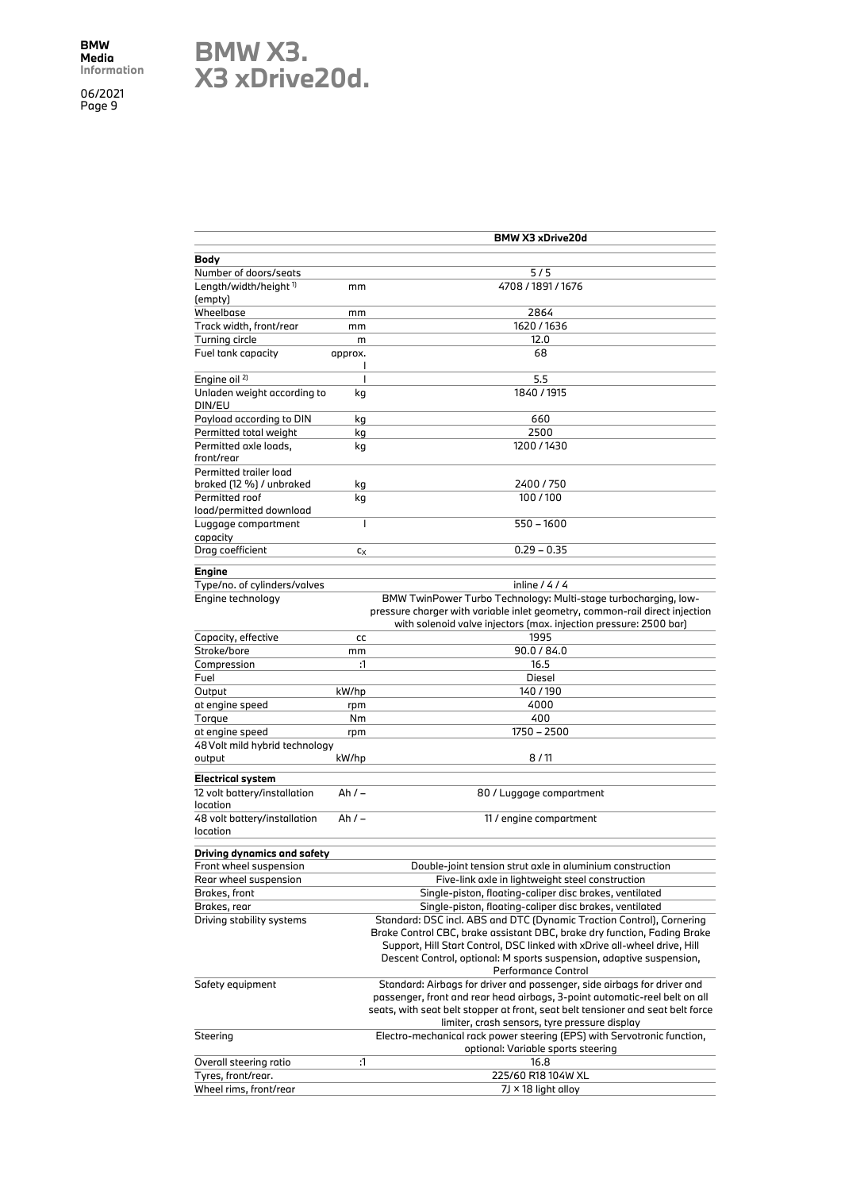# BMW X3.
# X3 xDrive20d.

| | | BMW X3 xDrive20d |
|---|---|---|
| **Body** | | |
| Number of doors/seats | | 5 / 5 |
| Length/width/height [1] (empty) | mm | 4708 / 1891 / 1676 |
| Wheelbase | mm | 2864 |
| Track width, front/rear | mm | 1620 / 1636 |
| Turning circle | m | 12.0 |
| Fuel tank capacity | approx. l | 68 |
| Engine oil [2] | l | 5.5 |
| Unladen weight according to DIN/EU | kg | 1840 / 1915 |
| Payload according to DIN | kg | 660 |
| Permitted total weight | kg | 2500 |
| Permitted axle loads, front/rear | kg | 1200 / 1430 |
| Permitted trailer load braked (12 %) / unbraked | kg | 2400 / 750 |
| Permitted roof load/permitted download | kg | 100 / 100 |
| Luggage compartment capacity | l | 550 – 1600 |
| Drag coefficient | $c_x$ | 0.29 – 0.35 |
| **Engine** | | |
| Type/no. of cylinders/valves | | inline / 4 / 4 |
| Engine technology | | BMW TwinPower Turbo Technology: Multi-stage turbocharging, low-pressure charger with variable inlet geometry, common-rail direct injection with solenoid valve injectors (max. injection pressure: 2500 bar) |
| Capacity, effective | cc | 1995 |
| Stroke/bore | mm | 90.0 / 84.0 |
| Compression | :1 | 16.5 |
| Fuel | | Diesel |
| Output | kW/hp | 140 / 190 |
| at engine speed | rpm | 4000 |
| Torque | Nm | 400 |
| at engine speed | rpm | 1750 – 2500 |
| 48 Volt mild hybrid technology output | kW/hp | 8 / 11 |
| **Electrical system** | | |
| 12 volt battery/installation location | Ah / – | 80 / Luggage compartment |
| 48 volt battery/installation location | Ah / – | 11 / engine compartment |
| **Driving dynamics and safety** | | |
| Front wheel suspension | | Double-joint tension strut axle in aluminium construction |
| Rear wheel suspension | | Five-link axle in lightweight steel construction |
| Brakes, front | | Single-piston, floating-caliper disc brakes, ventilated |
| Brakes, rear | | Single-piston, floating-caliper disc brakes, ventilated |
| Driving stability systems | | Standard: DSC incl. ABS and DTC (Dynamic Traction Control), Cornering Brake Control CBC, brake assistant DBC, brake dry function, Fading Brake Support, Hill Start Control, DSC linked with xDrive all-wheel drive, Hill Descent Control, optional: M sports suspension, adaptive suspension, Performance Control |
| Safety equipment | | Standard: Airbags for driver and passenger, side airbags for driver and passenger, front and rear head airbags, 3-point automatic-reel belt on all seats, with seat belt stopper at front, seat belt tensioner and seat belt force limiter, crash sensors, tyre pressure display |
| Steering | | Electro-mechanical rack power steering (EPS) with Servotronic function, optional: Variable sports steering |
| Overall steering ratio | :1 | 16.8 |
| Tyres, front/rear. | | 225/60 R18 104W XL |
| Wheel rims, front/rear | | 7J × 18 light alloy |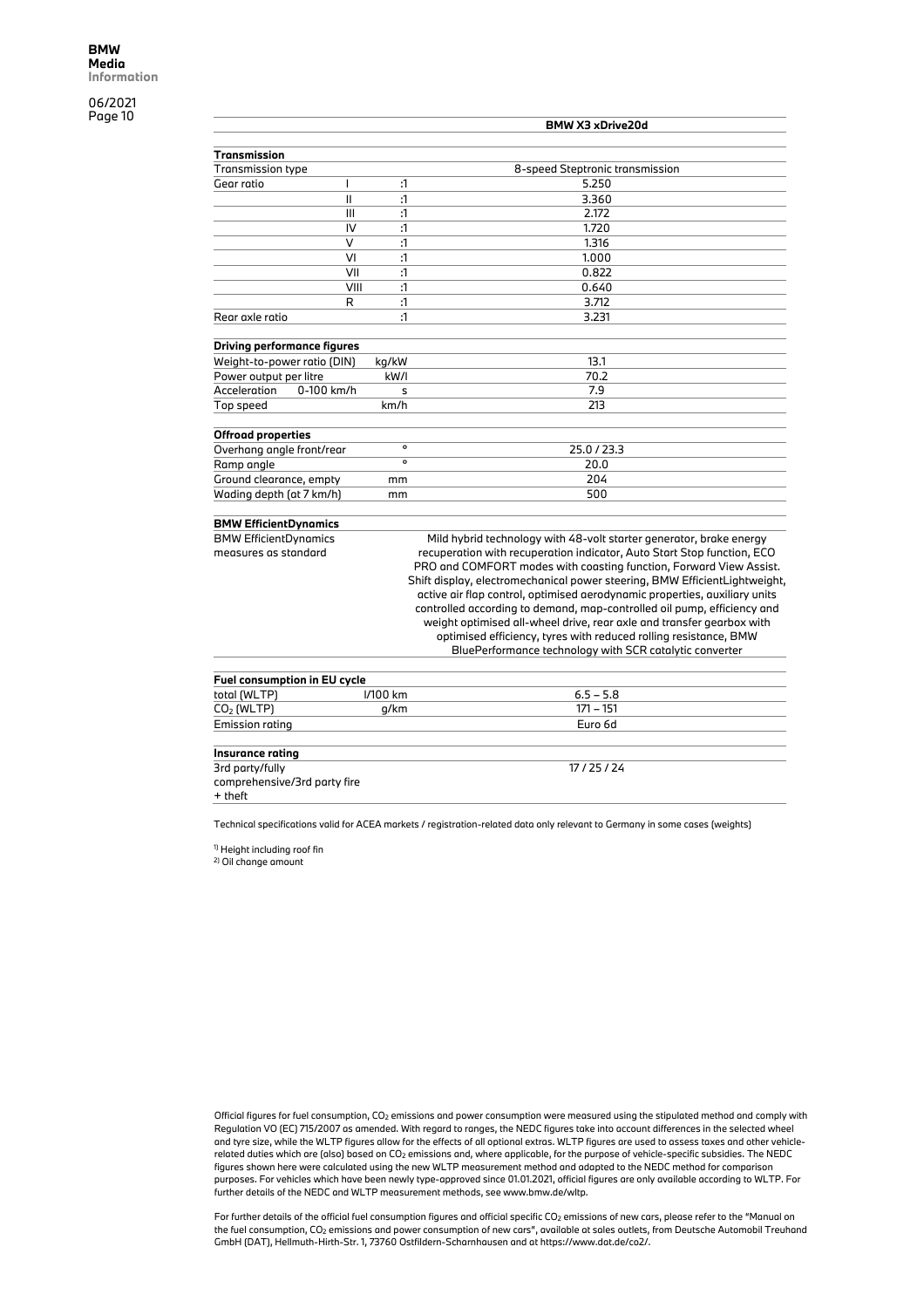| | | | BMW X3 xDrive20d |
|---|---|---|---|
| **Transmission** | | | |
| Transmission type | | | 8-speed Steptronic transmission |
| Gear ratio | I | :1 | 5.250 |
| | II | :1 | 3.360 |
| | III | :1 | 2.172 |
| | IV | :1 | 1.720 |
| | V | :1 | 1.316 |
| | VI | :1 | 1.000 |
| | VII | :1 | 0.822 |
| | VIII | :1 | 0.640 |
| | R | :1 | 3.712 |
| Rear axle ratio | | :1 | 3.231 |
| **Driving performance figures** | | | |
| Weight-to-power ratio (DIN) | | kg/kW | 13.1 |
| Power output per litre | | kW/l | 70.2 |
| Acceleration | 0-100 km/h | s | 7.9 |
| Top speed | | km/h | 213 |
| **Offroad properties** | | | |
| Overhang angle front/rear | | ° | 25.0 / 23.3 |
| Ramp angle | | ° | 20.0 |
| Ground clearance, empty | | mm | 204 |
| Wading depth (at 7 km/h) | | mm | 500 |
| **BMW EfficientDynamics** | | | |
| BMW EfficientDynamics measures as standard | | | Mild hybrid technology with 48-volt starter generator, brake energy recuperation with recuperation indicator, Auto Start Stop function, ECO PRO and COMFORT modes with coasting function, Forward View Assist. Shift display, electromechanical power steering, BMW EfficientLightweight, active air flap control, optimised aerodynamic properties, auxiliary units controlled according to demand, map-controlled oil pump, efficiency and weight optimised all-wheel drive, rear axle and transfer gearbox with optimised efficiency, tyres with reduced rolling resistance, BMW BluePerformance technology with SCR catalytic converter |
| **Fuel consumption in EU cycle** | | | |
| total (WLTP) | | l/100 km | 6.5 – 5.8 |
| $CO_2$ (WLTP) | | g/km | 171 – 151 |
| Emission rating | | | Euro 6d |
| **Insurance rating** | | | |
| 3rd party/fully comprehensive/3rd party fire + theft | | | 17 / 25 / 24 |

Technical specifications valid for ACEA markets / registration-related data only relevant to Germany in some cases (weights)

[1] Height including roof fin
[2] Oil change amount

Official figures for fuel consumption, $CO_2$ emissions and power consumption were measured using the stipulated method and comply with Regulation VO (EC) 715/2007 as amended. With regard to ranges, the NEDC figures take into account differences in the selected wheel and tyre size, while the WLTP figures allow for the effects of all optional extras. WLTP figures are used to assess taxes and other vehicle-related duties which are (also) based on $CO_2$ emissions and, where applicable, for the purpose of vehicle-specific subsidies. The NEDC figures shown here were calculated using the new WLTP measurement method and adapted to the NEDC method for comparison purposes. For vehicles which have been newly type-approved since 01.01.2021, official figures are only available according to WLTP. For further details of the NEDC and WLTP measurement methods, see www.bmw.de/wltp.

For further details of the official fuel consumption figures and official specific $CO_2$ emissions of new cars, please refer to the "Manual on the fuel consumption, $CO_2$ emissions and power consumption of new cars", available at sales outlets, from Deutsche Automobil Treuhand GmbH (DAT), Hellmuth-Hirth-Str. 1, 73760 Ostfildern-Scharnhausen and at https://www.dat.de/co2/.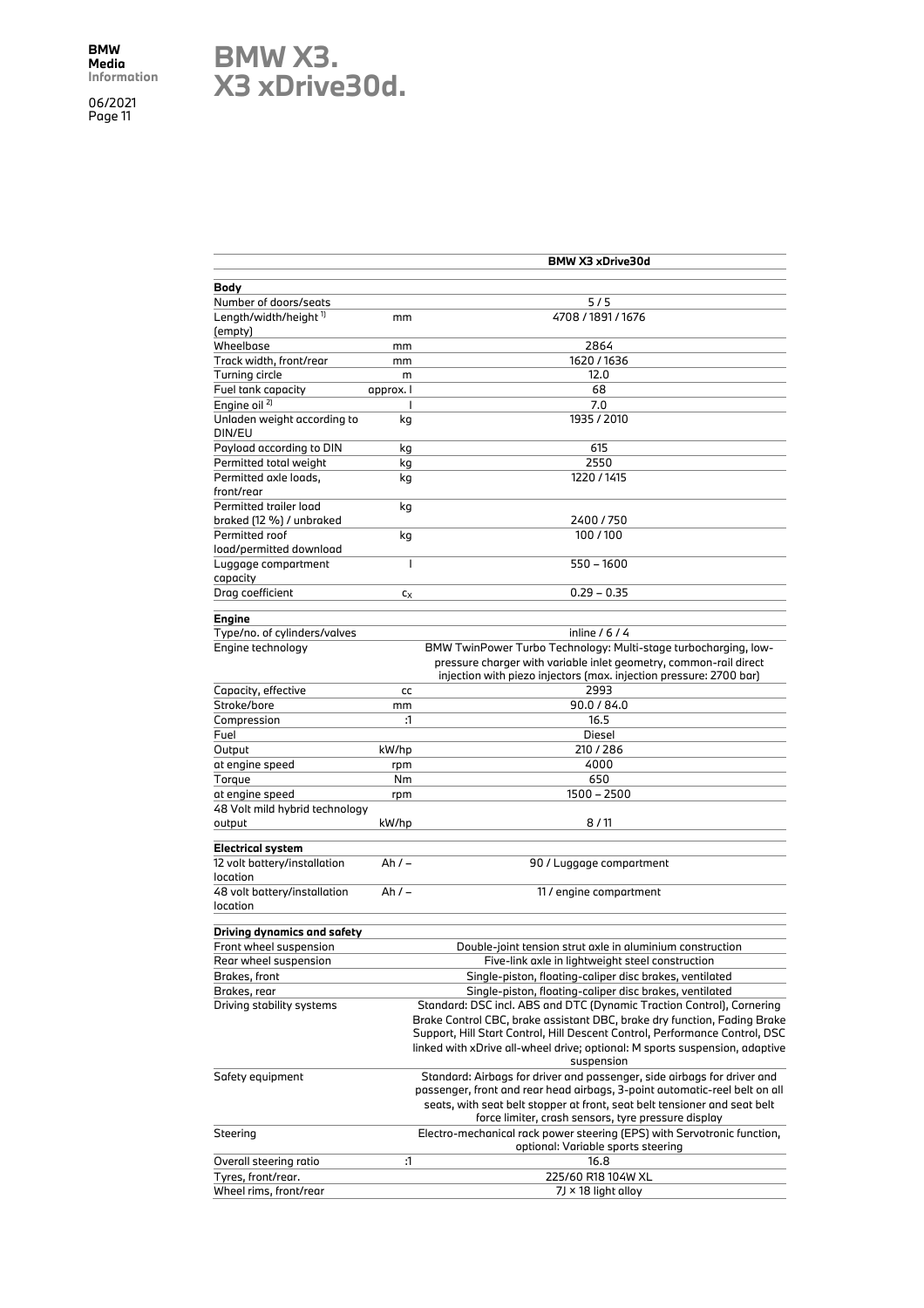# BMW X3.
# X3 xDrive30d.

| | | BMW X3 xDrive30d |
|---|---|---|
| **Body** | | |
| Number of doors/seats | | 5 / 5 |
| Length/width/height [1] (empty) | mm | 4708 / 1891 / 1676 |
| Wheelbase | mm | 2864 |
| Track width, front/rear | mm | 1620 / 1636 |
| Turning circle | m | 12.0 |
| Fuel tank capacity | approx. l | 68 |
| Engine oil [2] | l | 7.0 |
| Unladen weight according to DIN/EU | kg | 1935 / 2010 |
| Payload according to DIN | kg | 615 |
| Permitted total weight | kg | 2550 |
| Permitted axle loads, front/rear | kg | 1220 / 1415 |
| Permitted trailer load braked (12 %) / unbraked | kg | 2400 / 750 |
| Permitted roof load/permitted download | kg | 100 / 100 |
| Luggage compartment capacity | l | 550 – 1600 |
| Drag coefficient | $c_x$ | 0.29 – 0.35 |
| **Engine** | | |
| Type/no. of cylinders/valves | | inline / 6 / 4 |
| Engine technology | | BMW TwinPower Turbo Technology: Multi-stage turbocharging, low-pressure charger with variable inlet geometry, common-rail direct injection with piezo injectors (max. injection pressure: 2700 bar) |
| Capacity, effective | cc | 2993 |
| Stroke/bore | mm | 90.0 / 84.0 |
| Compression | :1 | 16.5 |
| Fuel | | Diesel |
| Output | kW/hp | 210 / 286 |
| at engine speed | rpm | 4000 |
| Torque | Nm | 650 |
| at engine speed | rpm | 1500 – 2500 |
| 48 Volt mild hybrid technology output | kW/hp | 8 / 11 |
| **Electrical system** | | |
| 12 volt battery/installation location | Ah / – | 90 / Luggage compartment |
| 48 volt battery/installation location | Ah / – | 11 / engine compartment |
| **Driving dynamics and safety** | | |
| Front wheel suspension | | Double-joint tension strut axle in aluminium construction |
| Rear wheel suspension | | Five-link axle in lightweight steel construction |
| Brakes, front | | Single-piston, floating-caliper disc brakes, ventilated |
| Brakes, rear | | Single-piston, floating-caliper disc brakes, ventilated |
| Driving stability systems | | Standard: DSC incl. ABS and DTC (Dynamic Traction Control), Cornering Brake Control CBC, brake assistant DBC, brake dry function, Fading Brake Support, Hill Start Control, Hill Descent Control, Performance Control, DSC linked with xDrive all-wheel drive; optional: M sports suspension, adaptive suspension |
| Safety equipment | | Standard: Airbags for driver and passenger, side airbags for driver and passenger, front and rear head airbags, 3-point automatic-reel belt on all seats, with seat belt stopper at front, seat belt tensioner and seat belt force limiter, crash sensors, tyre pressure display |
| Steering | | Electro-mechanical rack power steering (EPS) with Servotronic function, optional: Variable sports steering |
| Overall steering ratio | :1 | 16.8 |
| Tyres, front/rear. | | 225/60 R18 104W XL |
| Wheel rims, front/rear | | 7J × 18 light alloy |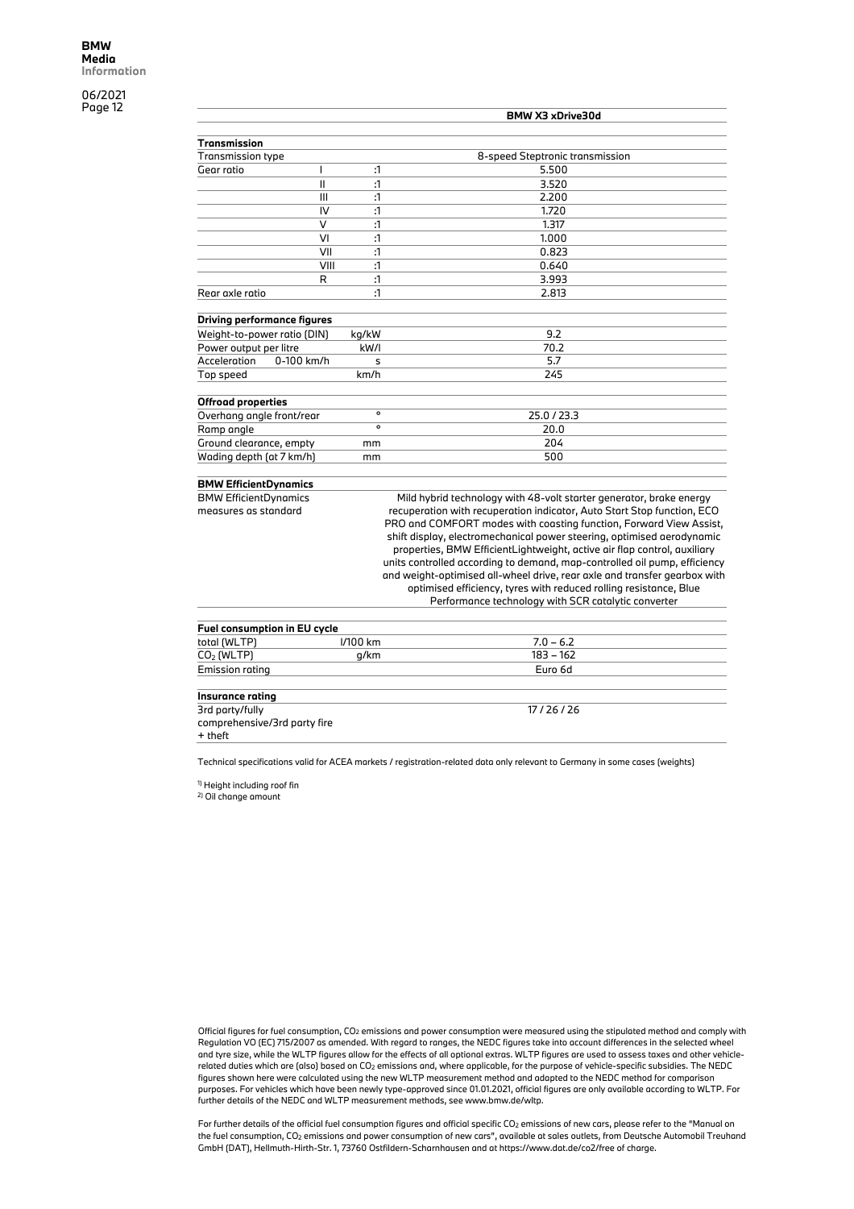| | | | BMW X3 xDrive30d |
|---|---|---|---|
| **Transmission** | | | |
| Transmission type | | | 8-speed Steptronic transmission |
| Gear ratio | I | :1 | 5.500 |
| | II | :1 | 3.520 |
| | III | :1 | 2.200 |
| | IV | :1 | 1.720 |
| | V | :1 | 1.317 |
| | VI | :1 | 1.000 |
| | VII | :1 | 0.823 |
| | VIII | :1 | 0.640 |
| | R | :1 | 3.993 |
| Rear axle ratio | | :1 | 2.813 |
| **Driving performance figures** | | | |
| Weight-to-power ratio (DIN) | | kg/kW | 9.2 |
| Power output per litre | | kW/l | 70.2 |
| Acceleration | 0-100 km/h | s | 5.7 |
| Top speed | | km/h | 245 |
| **Offroad properties** | | | |
| Overhang angle front/rear | | ° | 25.0 / 23.3 |
| Ramp angle | | ° | 20.0 |
| Ground clearance, empty | | mm | 204 |
| Wading depth (at 7 km/h) | | mm | 500 |
| **BMW EfficientDynamics** | | | |
| BMW EfficientDynamics measures as standard | | | Mild hybrid technology with 48-volt starter generator, brake energy recuperation with recuperation indicator, Auto Start Stop function, ECO PRO and COMFORT modes with coasting function, Forward View Assist, shift display, electromechanical power steering, optimised aerodynamic properties, BMW EfficientLightweight, active air flap control, auxiliary units controlled according to demand, map-controlled oil pump, efficiency and weight-optimised all-wheel drive, rear axle and transfer gearbox with optimised efficiency, tyres with reduced rolling resistance, Blue Performance technology with SCR catalytic converter |
| **Fuel consumption in EU cycle** | | | |
| total (WLTP) | | l/100 km | 7.0 – 6.2 |
| $CO_2$ (WLTP) | | g/km | 183 – 162 |
| Emission rating | | | Euro 6d |
| **Insurance rating** | | | |
| 3rd party/fully comprehensive/3rd party fire + theft | | | 17 / 26 / 26 |

Technical specifications valid for ACEA markets / registration-related data only relevant to Germany in some cases (weights)

[1] Height including roof fin
[2] Oil change amount

Official figures for fuel consumption, $CO_2$ emissions and power consumption were measured using the stipulated method and comply with Regulation VO (EC) 715/2007 as amended. With regard to ranges, the NEDC figures take into account differences in the selected wheel and tyre size, while the WLTP figures allow for the effects of all optional extras. WLTP figures are used to assess taxes and other vehicle-related duties which are (also) based on $CO_2$ emissions and, where applicable, for the purpose of vehicle-specific subsidies. The NEDC figures shown here were calculated using the new WLTP measurement method and adapted to the NEDC method for comparison purposes. For vehicles which have been newly type-approved since 01.01.2021, official figures are only available according to WLTP. For further details of the NEDC and WLTP measurement methods, see www.bmw.de/wltp.

For further details of the official fuel consumption figures and official specific $CO_2$ emissions of new cars, please refer to the "Manual on the fuel consumption, $CO_2$ emissions and power consumption of new cars", available at sales outlets, from Deutsche Automobil Treuhand GmbH (DAT), Hellmuth-Hirth-Str. 1, 73760 Ostfildern-Scharnhausen and at https://www.dat.de/co2/free of charge.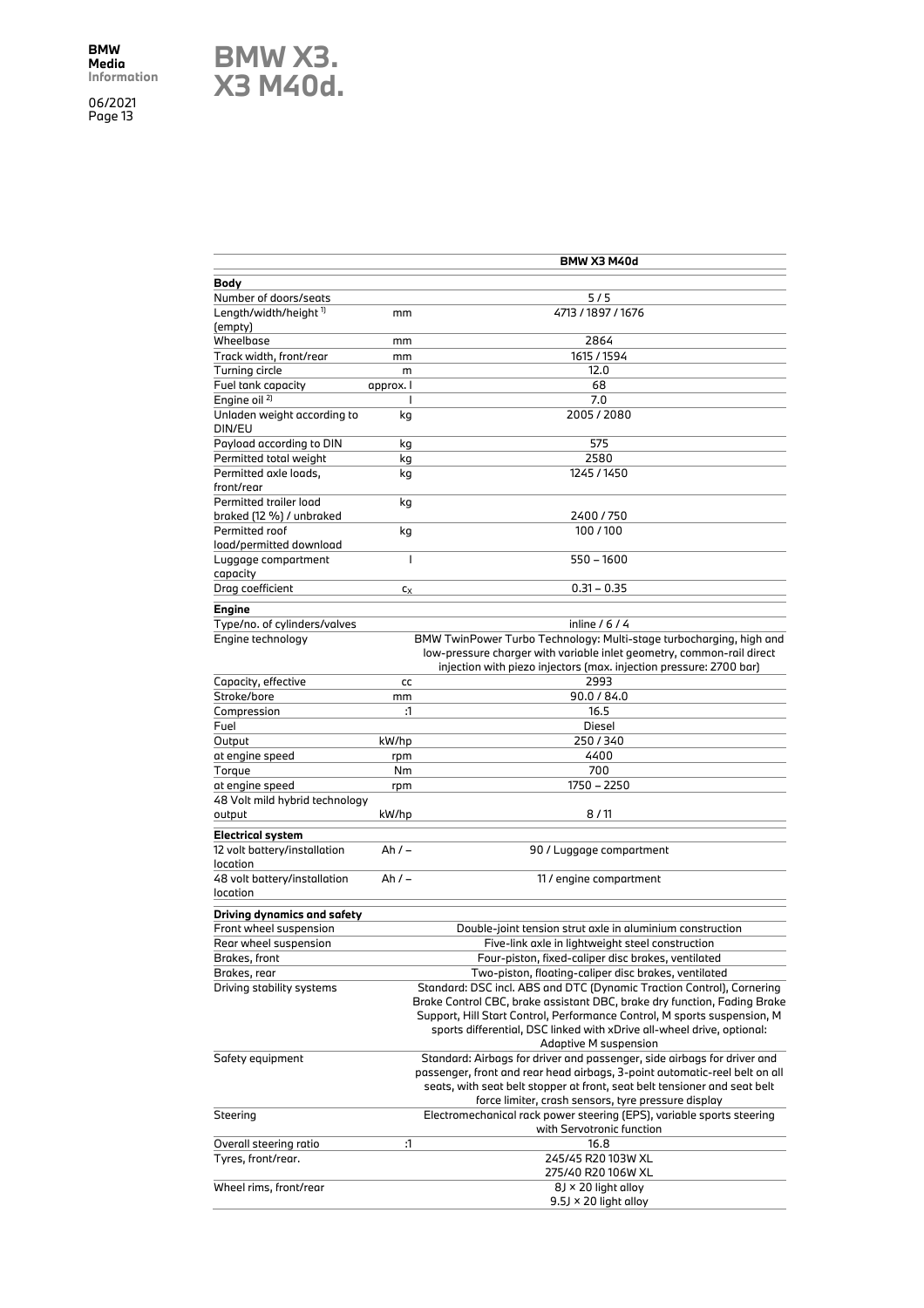# BMW X3. X3 M40d.

| | | BMW X3 M40d |
|---|---|---|
| **Body** | | |
| Number of doors/seats | | 5 / 5 |
| Length/width/height [1] (empty) | mm | 4713 / 1897 / 1676 |
| Wheelbase | mm | 2864 |
| Track width, front/rear | mm | 1615 / 1594 |
| Turning circle | m | 12.0 |
| Fuel tank capacity | approx. l | 68 |
| Engine oil [2] | l | 7.0 |
| Unladen weight according to DIN/EU | kg | 2005 / 2080 |
| Payload according to DIN | kg | 575 |
| Permitted total weight | kg | 2580 |
| Permitted axle loads, front/rear | kg | 1245 / 1450 |
| Permitted trailer load braked (12 %) / unbraked | kg | 2400 / 750 |
| Permitted roof load/permitted download | kg | 100 / 100 |
| Luggage compartment capacity | l | 550 – 1600 |
| Drag coefficient | $c_X$ | 0.31 – 0.35 |
| **Engine** | | |
| Type/no. of cylinders/valves | | inline / 6 / 4 |
| Engine technology | | BMW TwinPower Turbo Technology: Multi-stage turbocharging, high and low-pressure charger with variable inlet geometry, common-rail direct injection with piezo injectors (max. injection pressure: 2700 bar) |
| Capacity, effective | cc | 2993 |
| Stroke/bore | mm | 90.0 / 84.0 |
| Compression | :1 | 16.5 |
| Fuel | | Diesel |
| Output | kW/hp | 250 / 340 |
| at engine speed | rpm | 4400 |
| Torque | Nm | 700 |
| at engine speed | rpm | 1750 – 2250 |
| 48 Volt mild hybrid technology output | kW/hp | 8 / 11 |
| **Electrical system** | | |
| 12 volt battery/installation location | Ah / – | 90 / Luggage compartment |
| 48 volt battery/installation location | Ah / – | 11 / engine compartment |
| **Driving dynamics and safety** | | |
| Front wheel suspension | | Double-joint tension strut axle in aluminium construction |
| Rear wheel suspension | | Five-link axle in lightweight steel construction |
| Brakes, front | | Four-piston, fixed-caliper disc brakes, ventilated |
| Brakes, rear | | Two-piston, floating-caliper disc brakes, ventilated |
| Driving stability systems | | Standard: DSC incl. ABS and DTC (Dynamic Traction Control), Cornering Brake Control CBC, brake assistant DBC, brake dry function, Fading Brake Support, Hill Start Control, Performance Control, M sports suspension, M sports differential, DSC linked with xDrive all-wheel drive, optional: Adaptive M suspension |
| Safety equipment | | Standard: Airbags for driver and passenger, side airbags for driver and passenger, front and rear head airbags, 3-point automatic-reel belt on all seats, with seat belt stopper at front, seat belt tensioner and seat belt force limiter, crash sensors, tyre pressure display |
| Steering | | Electromechanical rack power steering (EPS), variable sports steering with Servotronic function |
| Overall steering ratio | :1 | 16.8 |
| Tyres, front/rear. | | 245/45 R20 103W XL<br>275/40 R20 106W XL |
| Wheel rims, front/rear | | 8J × 20 light alloy<br>9.5J × 20 light alloy |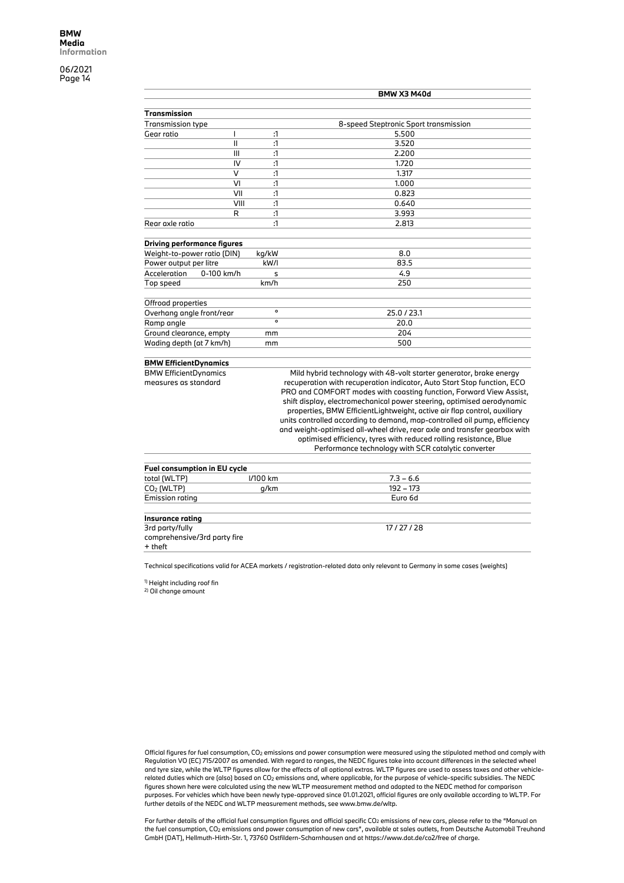| | | | BMW X3 M40d |
|---|---|---|---|
| **Transmission** | | | |
| Transmission type | | | 8-speed Steptronic Sport transmission |
| Gear ratio | I | :1 | 5.500 |
| | II | :1 | 3.520 |
| | III | :1 | 2.200 |
| | IV | :1 | 1.720 |
| | V | :1 | 1.317 |
| | VI | :1 | 1.000 |
| | VII | :1 | 0.823 |
| | VIII | :1 | 0.640 |
| | R | :1 | 3.993 |
| Rear axle ratio | | :1 | 2.813 |
| **Driving performance figures** | | | |
| Weight-to-power ratio (DIN) | | kg/kW | 8.0 |
| Power output per litre | | kW/l | 83.5 |
| Acceleration | 0-100 km/h | s | 4.9 |
| Top speed | | km/h | 250 |
| Offroad properties | | | |
| Overhang angle front/rear | | ° | 25.0 / 23.1 |
| Ramp angle | | ° | 20.0 |
| Ground clearance, empty | | mm | 204 |
| Wading depth (at 7 km/h) | | mm | 500 |
| **BMW EfficientDynamics** | | | |
| BMW EfficientDynamics measures as standard | | | Mild hybrid technology with 48-volt starter generator, brake energy recuperation with recuperation indicator, Auto Start Stop function, ECO PRO and COMFORT modes with coasting function, Forward View Assist, shift display, electromechanical power steering, optimised aerodynamic properties, BMW EfficientLightweight, active air flap control, auxiliary units controlled according to demand, map-controlled oil pump, efficiency and weight-optimised all-wheel drive, rear axle and transfer gearbox with optimised efficiency, tyres with reduced rolling resistance, Blue Performance technology with SCR catalytic converter |
| **Fuel consumption in EU cycle** | | | |
| total (WLTP) | | l/100 km | 7.3 – 6.6 |
| $CO_2$ (WLTP) | | g/km | 192 – 173 |
| Emission rating | | | Euro 6d |
| **Insurance rating** | | | |
| 3rd party/fully comprehensive/3rd party fire + theft | | | 17 / 27 / 28 |

Technical specifications valid for ACEA markets / registration-related data only relevant to Germany in some cases (weights)

[1] Height including roof fin
[2] Oil change amount

Official figures for fuel consumption, $CO_2$ emissions and power consumption were measured using the stipulated method and comply with Regulation VO (EC) 715/2007 as amended. With regard to ranges, the NEDC figures take into account differences in the selected wheel and tyre size, while the WLTP figures allow for the effects of all optional extras. WLTP figures are used to assess taxes and other vehicle-related duties which are (also) based on $CO_2$ emissions and, where applicable, for the purpose of vehicle-specific subsidies. The NEDC figures shown here were calculated using the new WLTP measurement method and adapted to the NEDC method for comparison purposes. For vehicles which have been newly type-approved since 01.01.2021, official figures are only available according to WLTP. For further details of the NEDC and WLTP measurement methods, see www.bmw.de/wltp.

For further details of the official fuel consumption figures and official specific $CO_2$ emissions of new cars, please refer to the "Manual on the fuel consumption, $CO_2$ emissions and power consumption of new cars", available at sales outlets, from Deutsche Automobil Treuhand GmbH (DAT), Hellmuth-Hirth-Str. 1, 73760 Ostfildern-Scharnhausen and at https://www.dat.de/co2/free of charge.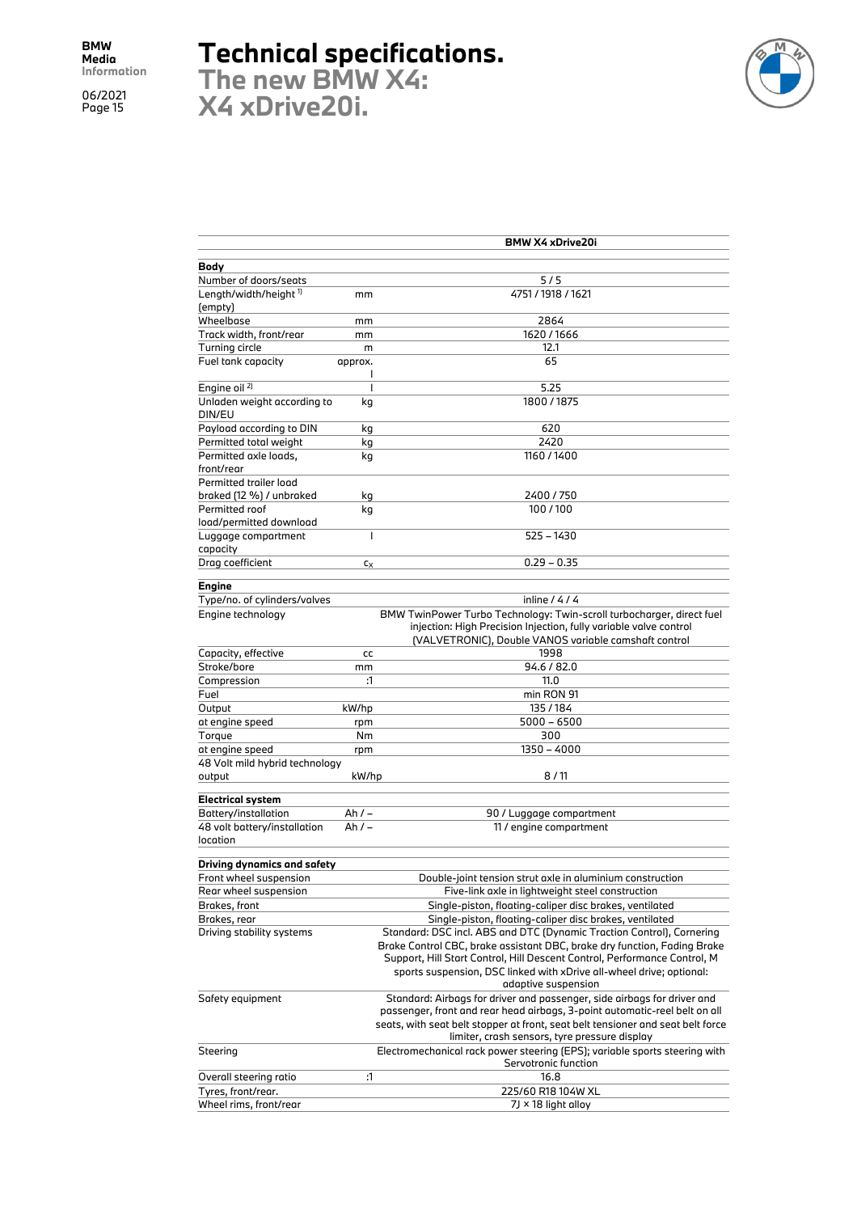# Technical specifications.

## The new BMW X4: X4 xDrive20i.

| | | BMW X4 xDrive20i |
|---|---|---|
| **Body** | | |
| Number of doors/seats | | 5 / 5 |
| Length/width/height [1] (empty) | mm | 4751 / 1918 / 1621 |
| Wheelbase | mm | 2864 |
| Track width, front/rear | mm | 1620 / 1666 |
| Turning circle | m | 12.1 |
| Fuel tank capacity | approx. l | 65 |
| Engine oil [2] | l | 5.25 |
| Unladen weight according to DIN/EU | kg | 1800 / 1875 |
| Payload according to DIN | kg | 620 |
| Permitted total weight | kg | 2420 |
| Permitted axle loads, front/rear | kg | 1160 / 1400 |
| Permitted trailer load braked (12 %) / unbraked | kg | 2400 / 750 |
| Permitted roof load/permitted download | kg | 100 / 100 |
| Luggage compartment capacity | l | 525 – 1430 |
| Drag coefficient | $c_x$ | 0.29 – 0.35 |
| **Engine** | | |
| Type/no. of cylinders/valves | | inline / 4 / 4 |
| Engine technology | | BMW TwinPower Turbo Technology: Twin-scroll turbocharger, direct fuel injection: High Precision Injection, fully variable valve control (VALVETRONIC), Double VANOS variable camshaft control |
| Capacity, effective | cc | 1998 |
| Stroke/bore | mm | 94.6 / 82.0 |
| Compression | :1 | 11.0 |
| Fuel | | min RON 91 |
| Output | kW/hp | 135 / 184 |
| at engine speed | rpm | 5000 – 6500 |
| Torque | Nm | 300 |
| at engine speed | rpm | 1350 – 4000 |
| 48 Volt mild hybrid technology output | kW/hp | 8 / 11 |
| **Electrical system** | | |
| Battery/installation | Ah / – | 90 / Luggage compartment |
| 48 volt battery/installation location | Ah / – | 11 / engine compartment |
| **Driving dynamics and safety** | | |
| Front wheel suspension | | Double-joint tension strut axle in aluminium construction |
| Rear wheel suspension | | Five-link axle in lightweight steel construction |
| Brakes, front | | Single-piston, floating-caliper disc brakes, ventilated |
| Brakes, rear | | Single-piston, floating-caliper disc brakes, ventilated |
| Driving stability systems | | Standard: DSC incl. ABS and DTC (Dynamic Traction Control), Cornering Brake Control CBC, brake assistant DBC, brake dry function, Fading Brake Support, Hill Start Control, Hill Descent Control, Performance Control, M sports suspension, DSC linked with xDrive all-wheel drive; optional: adaptive suspension |
| Safety equipment | | Standard: Airbags for driver and passenger, side airbags for driver and passenger, front and rear head airbags, 3-point automatic-reel belt on all seats, with seat belt stopper at front, seat belt tensioner and seat belt force limiter, crash sensors, tyre pressure display |
| Steering | | Electromechanical rack power steering (EPS); variable sports steering with Servotronic function |
| Overall steering ratio | :1 | 16.8 |
| Tyres, front/rear. | | 225/60 R18 104W XL |
| Wheel rims, front/rear | | 7J × 18 light alloy |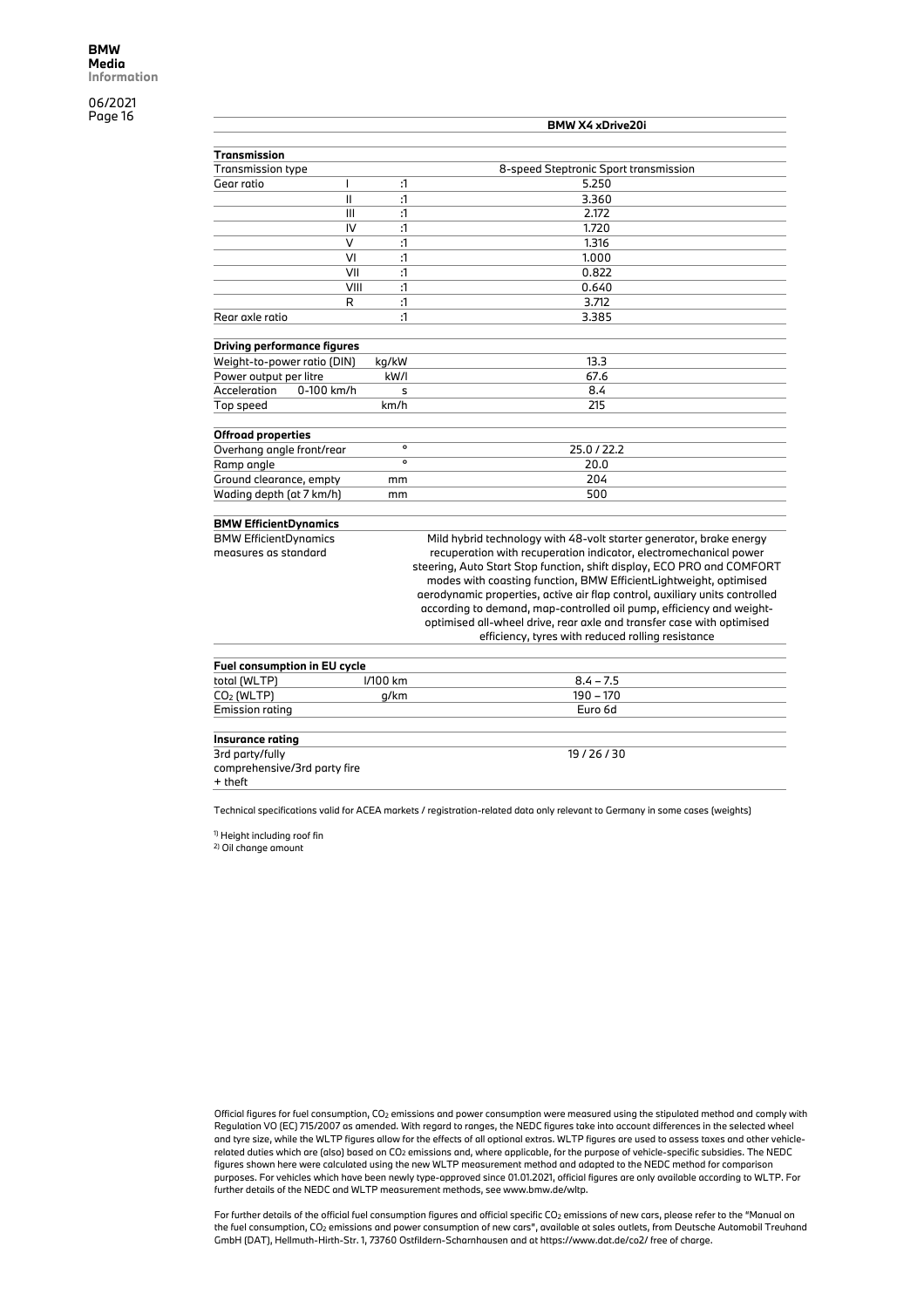| | | | BMW X4 xDrive20i |
|---|---|---|---|
| **Transmission** | | | |
| Transmission type | | | 8-speed Steptronic Sport transmission |
| Gear ratio | I | :1 | 5.250 |
| | II | :1 | 3.360 |
| | III | :1 | 2.172 |
| | IV | :1 | 1.720 |
| | V | :1 | 1.316 |
| | VI | :1 | 1.000 |
| | VII | :1 | 0.822 |
| | VIII | :1 | 0.640 |
| | R | :1 | 3.712 |
| Rear axle ratio | | :1 | 3.385 |
| **Driving performance figures** | | | |
| Weight-to-power ratio (DIN) | | kg/kW | 13.3 |
| Power output per litre | | kW/l | 67.6 |
| Acceleration | 0-100 km/h | s | 8.4 |
| Top speed | | km/h | 215 |
| **Offroad properties** | | | |
| Overhang angle front/rear | | ° | 25.0 / 22.2 |
| Ramp angle | | ° | 20.0 |
| Ground clearance, empty | | mm | 204 |
| Wading depth (at 7 km/h) | | mm | 500 |
| **BMW EfficientDynamics** | | | |
| BMW EfficientDynamics measures as standard | | | Mild hybrid technology with 48-volt starter generator, brake energy recuperation with recuperation indicator, electromechanical power steering, Auto Start Stop function, shift display, ECO PRO and COMFORT modes with coasting function, BMW EfficientLightweight, optimised aerodynamic properties, active air flap control, auxiliary units controlled according to demand, map-controlled oil pump, efficiency and weight-optimised all-wheel drive, rear axle and transfer case with optimised efficiency, tyres with reduced rolling resistance |
| **Fuel consumption in EU cycle** | | | |
| total (WLTP) | | l/100 km | 8.4 – 7.5 |
| $CO_2$ (WLTP) | | g/km | 190 – 170 |
| Emission rating | | | Euro 6d |
| **Insurance rating** | | | |
| 3rd party/fully comprehensive/3rd party fire + theft | | | 19 / 26 / 30 |

Technical specifications valid for ACEA markets / registration-related data only relevant to Germany in some cases (weights)

[1] Height including roof fin
[2] Oil change amount

Official figures for fuel consumption, $CO_2$ emissions and power consumption were measured using the stipulated method and comply with Regulation VO (EC) 715/2007 as amended. With regard to ranges, the NEDC figures take into account differences in the selected wheel and tyre size, while the WLTP figures allow for the effects of all optional extras. WLTP figures are used to assess taxes and other vehicle-related duties which are (also) based on $CO_2$ emissions and, where applicable, for the purpose of vehicle-specific subsidies. The NEDC figures shown here were calculated using the new WLTP measurement method and adapted to the NEDC method for comparison purposes. For vehicles which have been newly type-approved since 01.01.2021, official figures are only available according to WLTP. For further details of the NEDC and WLTP measurement methods, see www.bmw.de/wltp.

For further details of the official fuel consumption figures and official specific $CO_2$ emissions of new cars, please refer to the "Manual on the fuel consumption, $CO_2$ emissions and power consumption of new cars", available at sales outlets, from Deutsche Automobil Treuhand GmbH (DAT), Hellmuth-Hirth-Str. 1, 73760 Ostfildern-Scharnhausen and at https://www.dat.de/co2/ free of charge.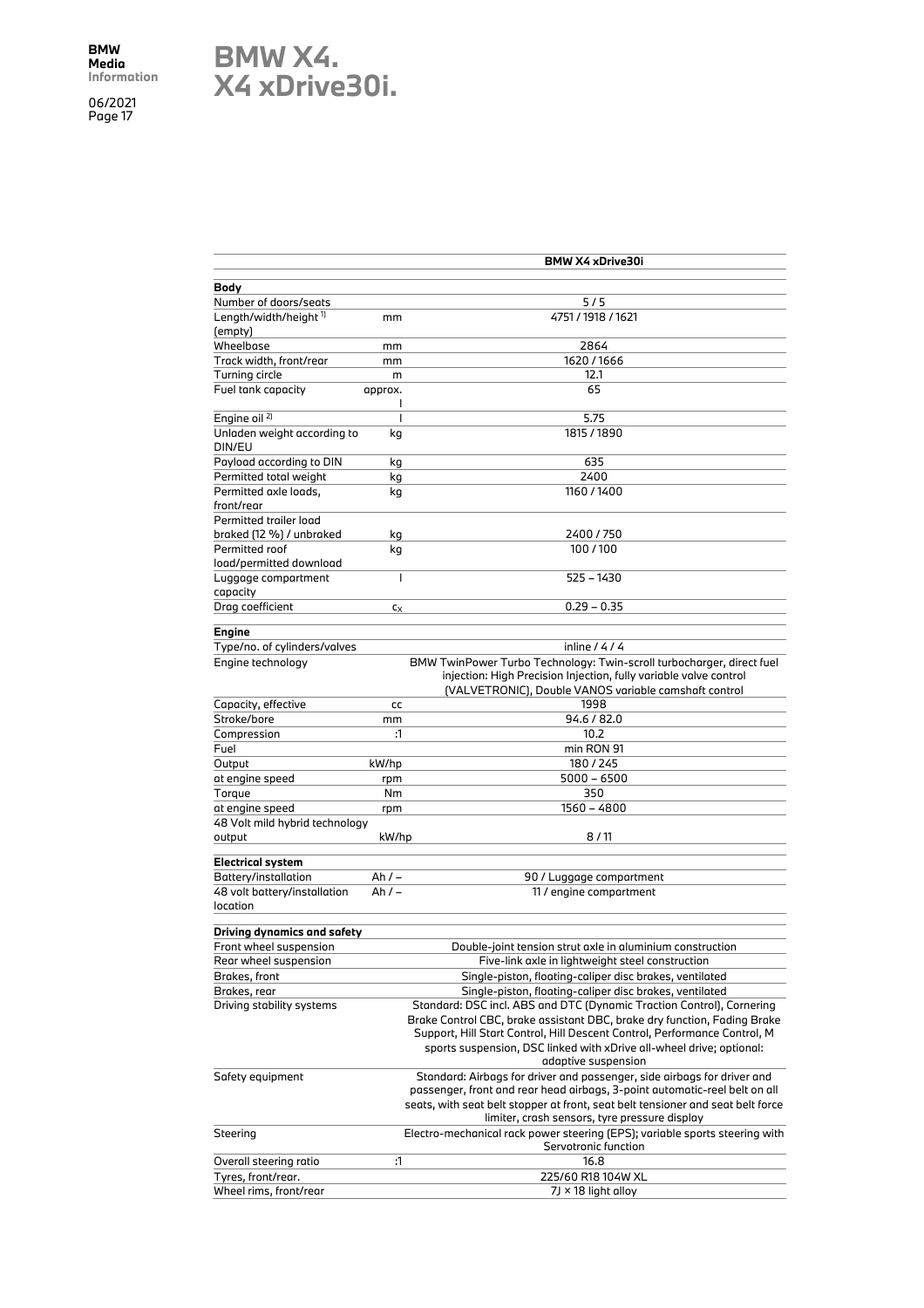# BMW X4.
# X4 xDrive30i.

| | | BMW X4 xDrive30i |
|---|---|---|
| **Body** | | |
| Number of doors/seats | | 5 / 5 |
| Length/width/height [1] (empty) | mm | 4751 / 1918 / 1621 |
| Wheelbase | mm | 2864 |
| Track width, front/rear | mm | 1620 / 1666 |
| Turning circle | m | 12.1 |
| Fuel tank capacity | approx. l | 65 |
| Engine oil [2] | l | 5.75 |
| Unladen weight according to DIN/EU | kg | 1815 / 1890 |
| Payload according to DIN | kg | 635 |
| Permitted total weight | kg | 2400 |
| Permitted axle loads, front/rear | kg | 1160 / 1400 |
| Permitted trailer load braked (12 %) / unbraked | kg | 2400 / 750 |
| Permitted roof load/permitted download | kg | 100 / 100 |
| Luggage compartment capacity | l | 525 – 1430 |
| Drag coefficient | $c_x$ | 0.29 – 0.35 |
| **Engine** | | |
| Type/no. of cylinders/valves | | inline / 4 / 4 |
| Engine technology | | BMW TwinPower Turbo Technology: Twin-scroll turbocharger, direct fuel injection: High Precision Injection, fully variable valve control (VALVETRONIC), Double VANOS variable camshaft control |
| Capacity, effective | cc | 1998 |
| Stroke/bore | mm | 94.6 / 82.0 |
| Compression | :1 | 10.2 |
| Fuel | | min RON 91 |
| Output | kW/hp | 180 / 245 |
| at engine speed | rpm | 5000 – 6500 |
| Torque | Nm | 350 |
| at engine speed | rpm | 1560 – 4800 |
| 48 Volt mild hybrid technology output | kW/hp | 8 / 11 |
| **Electrical system** | | |
| Battery/installation | Ah / – | 90 / Luggage compartment |
| 48 volt battery/installation location | Ah / – | 11 / engine compartment |
| **Driving dynamics and safety** | | |
| Front wheel suspension | | Double-joint tension strut axle in aluminium construction |
| Rear wheel suspension | | Five-link axle in lightweight steel construction |
| Brakes, front | | Single-piston, floating-caliper disc brakes, ventilated |
| Brakes, rear | | Single-piston, floating-caliper disc brakes, ventilated |
| Driving stability systems | | Standard: DSC incl. ABS and DTC (Dynamic Traction Control), Cornering Brake Control CBC, brake assistant DBC, brake dry function, Fading Brake Support, Hill Start Control, Hill Descent Control, Performance Control, M sports suspension, DSC linked with xDrive all-wheel drive; optional: adaptive suspension |
| Safety equipment | | Standard: Airbags for driver and passenger, side airbags for driver and passenger, front and rear head airbags, 3-point automatic-reel belt on all seats, with seat belt stopper at front, seat belt tensioner and seat belt force limiter, crash sensors, tyre pressure display |
| Steering | | Electro-mechanical rack power steering (EPS); variable sports steering with Servotronic function |
| Overall steering ratio | :1 | 16.8 |
| Tyres, front/rear. | | 225/60 R18 104W XL |
| Wheel rims, front/rear | | 7J × 18 light alloy |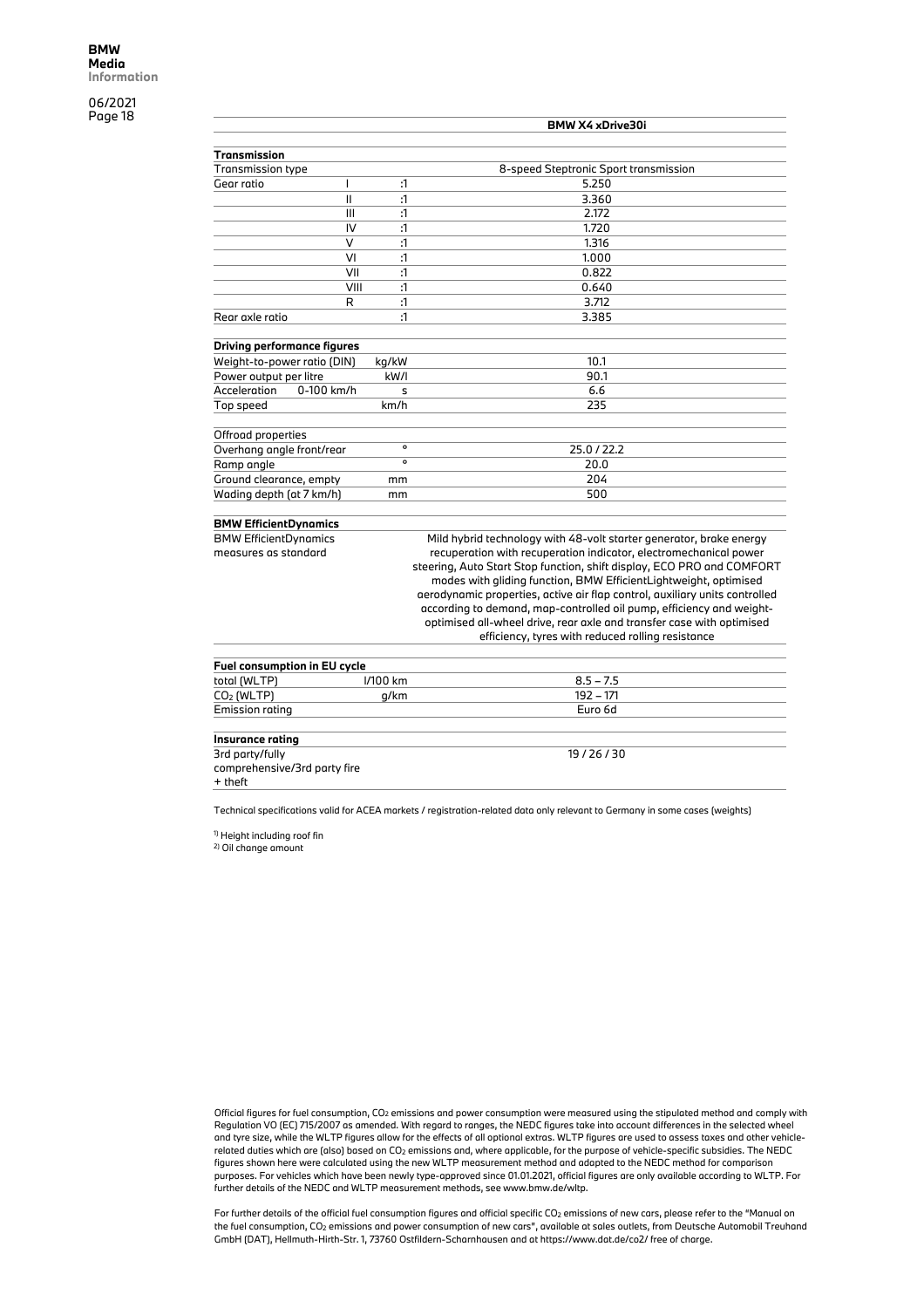| | | | BMW X4 xDrive30i |
|---|---|---|---|
| **Transmission** | | | |
| Transmission type | | | 8-speed Steptronic Sport transmission |
| Gear ratio | I | :1 | 5.250 |
| | II | :1 | 3.360 |
| | III | :1 | 2.172 |
| | IV | :1 | 1.720 |
| | V | :1 | 1.316 |
| | VI | :1 | 1.000 |
| | VII | :1 | 0.822 |
| | VIII | :1 | 0.640 |
| | R | :1 | 3.712 |
| Rear axle ratio | | :1 | 3.385 |
| **Driving performance figures** | | | |
| Weight-to-power ratio (DIN) | | kg/kW | 10.1 |
| Power output per litre | | kW/l | 90.1 |
| Acceleration | 0-100 km/h | s | 6.6 |
| Top speed | | km/h | 235 |
| Offroad properties | | | |
| Overhang angle front/rear | | ° | 25.0 / 22.2 |
| Ramp angle | | ° | 20.0 |
| Ground clearance, empty | | mm | 204 |
| Wading depth (at 7 km/h) | | mm | 500 |
| **BMW EfficientDynamics** | | | |
| BMW EfficientDynamics measures as standard | | | Mild hybrid technology with 48-volt starter generator, brake energy recuperation with recuperation indicator, electromechanical power steering, Auto Start Stop function, shift display, ECO PRO and COMFORT modes with gliding function, BMW EfficientLightweight, optimised aerodynamic properties, active air flap control, auxiliary units controlled according to demand, map-controlled oil pump, efficiency and weight-optimised all-wheel drive, rear axle and transfer case with optimised efficiency, tyres with reduced rolling resistance |
| **Fuel consumption in EU cycle** | | | |
| total (WLTP) | | l/100 km | 8.5 – 7.5 |
| $CO_2$ (WLTP) | | g/km | 192 – 171 |
| Emission rating | | | Euro 6d |
| **Insurance rating** | | | |
| 3rd party/fully comprehensive/3rd party fire + theft | | | 19 / 26 / 30 |

Technical specifications valid for ACEA markets / registration-related data only relevant to Germany in some cases (weights)

[1] Height including roof fin
[2] Oil change amount

Official figures for fuel consumption, $CO_2$ emissions and power consumption were measured using the stipulated method and comply with Regulation VO (EC) 715/2007 as amended. With regard to ranges, the NEDC figures take into account differences in the selected wheel and tyre size, while the WLTP figures allow for the effects of all optional extras. WLTP figures are used to assess taxes and other vehicle-related duties which are (also) based on $CO_2$ emissions and, where applicable, for the purpose of vehicle-specific subsidies. The NEDC figures shown here were calculated using the new WLTP measurement method and adapted to the NEDC method for comparison purposes. For vehicles which have been newly type-approved since 01.01.2021, official figures are only available according to WLTP. For further details of the NEDC and WLTP measurement methods, see www.bmw.de/wltp.

For further details of the official fuel consumption figures and official specific $CO_2$ emissions of new cars, please refer to the "Manual on the fuel consumption, $CO_2$ emissions and power consumption of new cars", available at sales outlets, from Deutsche Automobil Treuhand GmbH (DAT), Hellmuth-Hirth-Str. 1, 73760 Ostfildern-Scharnhausen and at https://www.dat.de/co2/ free of charge.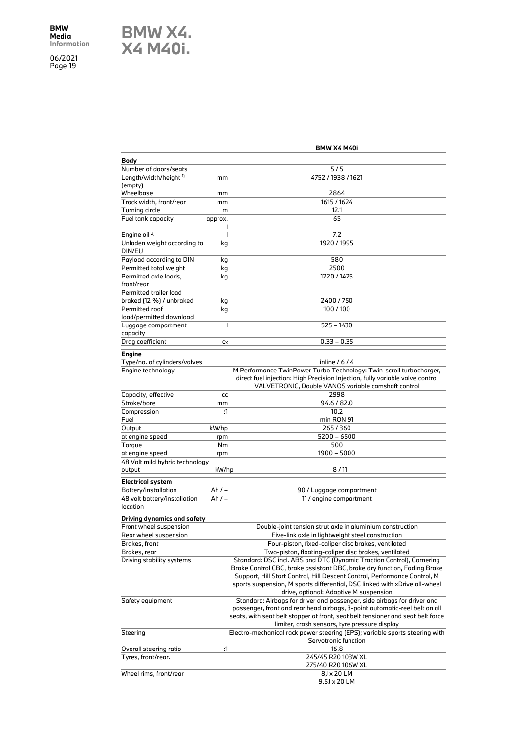# BMW X4.
# X4 M40i.

| | | BMW X4 M40i |
|---|---|---|
| **Body** | | |
| Number of doors/seats | | 5 / 5 |
| Length/width/height [1] (empty) | mm | 4752 / 1938 / 1621 |
| Wheelbase | mm | 2864 |
| Track width, front/rear | mm | 1615 / 1624 |
| Turning circle | m | 12.1 |
| Fuel tank capacity | approx. l | 65 |
| Engine oil [2] | l | 7.2 |
| Unladen weight according to DIN/EU | kg | 1920 / 1995 |
| Payload according to DIN | kg | 580 |
| Permitted total weight | kg | 2500 |
| Permitted axle loads, front/rear | kg | 1220 / 1425 |
| Permitted trailer load braked (12 %) / unbraked | kg | 2400 / 750 |
| Permitted roof load/permitted download | kg | 100 / 100 |
| Luggage compartment capacity | l | 525 – 1430 |
| Drag coefficient | $c_x$ | 0.33 – 0.35 |
| **Engine** | | |
| Type/no. of cylinders/valves | | inline / 6 / 4 |
| Engine technology | | M Performance TwinPower Turbo Technology: Twin-scroll turbocharger, direct fuel injection: High Precision Injection, fully variable valve control VALVETRONIC, Double VANOS variable camshaft control |
| Capacity, effective | cc | 2998 |
| Stroke/bore | mm | 94.6 / 82.0 |
| Compression | :1 | 10.2 |
| Fuel | | min RON 91 |
| Output | kW/hp | 265 / 360 |
| at engine speed | rpm | 5200 – 6500 |
| Torque | Nm | 500 |
| at engine speed | rpm | 1900 – 5000 |
| 48 Volt mild hybrid technology output | kW/hp | 8 / 11 |
| **Electrical system** | | |
| Battery/installation | Ah / – | 90 / Luggage compartment |
| 48 volt battery/installation location | Ah / – | 11 / engine compartment |
| **Driving dynamics and safety** | | |
| Front wheel suspension | | Double-joint tension strut axle in aluminium construction |
| Rear wheel suspension | | Five-link axle in lightweight steel construction |
| Brakes, front | | Four-piston, fixed-caliper disc brakes, ventilated |
| Brakes, rear | | Two-piston, floating-caliper disc brakes, ventilated |
| Driving stability systems | | Standard: DSC incl. ABS and DTC (Dynamic Traction Control), Cornering Brake Control CBC, brake assistant DBC, brake dry function, Fading Brake Support, Hill Start Control, Hill Descent Control, Performance Control, M sports suspension, M sports differential, DSC linked with xDrive all-wheel drive, optional: Adaptive M suspension |
| Safety equipment | | Standard: Airbags for driver and passenger, side airbags for driver and passenger, front and rear head airbags, 3-point automatic-reel belt on all seats, with seat belt stopper at front, seat belt tensioner and seat belt force limiter, crash sensors, tyre pressure display |
| Steering | | Electro-mechanical rack power steering (EPS); variable sports steering with Servotronic function |
| Overall steering ratio | :1 | 16.8 |
| Tyres, front/rear. | | 245/45 R20 103W XL<br>275/40 R20 106W XL |
| Wheel rims, front/rear | | 8J x 20 LM<br>9.5J x 20 LM |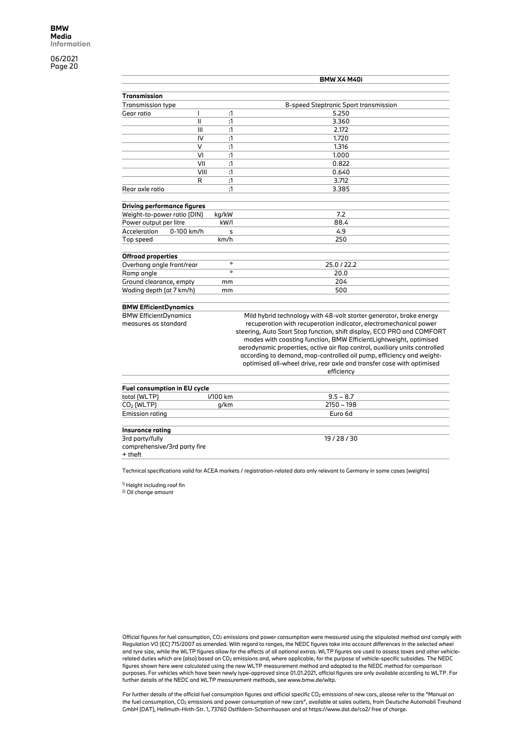| | | | BMW X4 M40i |
|---|---|---|---|
| **Transmission** | | | |
| Transmission type | | | 8-speed Steptronic Sport transmission |
| Gear ratio | I | :1 | 5.250 |
| | II | :1 | 3.360 |
| | III | :1 | 2.172 |
| | IV | :1 | 1.720 |
| | V | :1 | 1.316 |
| | VI | :1 | 1.000 |
| | VII | :1 | 0.822 |
| | VIII | :1 | 0.640 |
| | R | :1 | 3.712 |
| Rear axle ratio | | :1 | 3.385 |
| **Driving performance figures** | | | |
| Weight-to-power ratio (DIN) | | kg/kW | 7.2 |
| Power output per litre | | kW/l | 88.4 |
| Acceleration | 0-100 km/h | s | 4.9 |
| Top speed | | km/h | 250 |
| **Offroad properties** | | | |
| Overhang angle front/rear | | ° | 25.0 / 22.2 |
| Ramp angle | | ° | 20.0 |
| Ground clearance, empty | | mm | 204 |
| Wading depth (at 7 km/h) | | mm | 500 |
| **BMW EfficientDynamics** | | | |
| BMW EfficientDynamics measures as standard | | | Mild hybrid technology with 48-volt starter generator, brake energy recuperation with recuperation indicator, electromechanical power steering, Auto Start Stop function, shift display, ECO PRO and COMFORT modes with coasting function, BMW EfficientLightweight, optimised aerodynamic properties, active air flap control, auxiliary units controlled according to demand, map-controlled oil pump, efficiency and weight-optimised all-wheel drive, rear axle and transfer case with optimised efficiency |
| **Fuel consumption in EU cycle** | | | |
| total (WLTP) | | l/100 km | 9.5 – 8.7 |
| $CO_2$ (WLTP) | | g/km | 2150 – 198 |
| Emission rating | | | Euro 6d |
| **Insurance rating** | | | |
| 3rd party/fully comprehensive/3rd party fire + theft | | | 19 / 28 / 30 |

Technical specifications valid for ACEA markets / registration-related data only relevant to Germany in some cases (weights)

[1] Height including roof fin
[2] Oil change amount

Official figures for fuel consumption, $CO_2$ emissions and power consumption were measured using the stipulated method and comply with Regulation VO (EC) 715/2007 as amended. With regard to ranges, the NEDC figures take into account differences in the selected wheel and tyre size, while the WLTP figures allow for the effects of all optional extras. WLTP figures are used to assess taxes and other vehicle-related duties which are (also) based on $CO_2$ emissions and, where applicable, for the purpose of vehicle-specific subsidies. The NEDC figures shown here were calculated using the new WLTP measurement method and adapted to the NEDC method for comparison purposes. For vehicles which have been newly type-approved since 01.01.2021, official figures are only available according to WLTP. For further details of the NEDC and WLTP measurement methods, see www.bmw.de/wltp.

For further details of the official fuel consumption figures and official specific $CO_2$ emissions of new cars, please refer to the "Manual on the fuel consumption, $CO_2$ emissions and power consumption of new cars", available at sales outlets, from Deutsche Automobil Treuhand GmbH (DAT), Hellmuth-Hirth-Str. 1, 73760 Ostfildern-Scharnhausen and at https://www.dat.de/co2/ free of charge.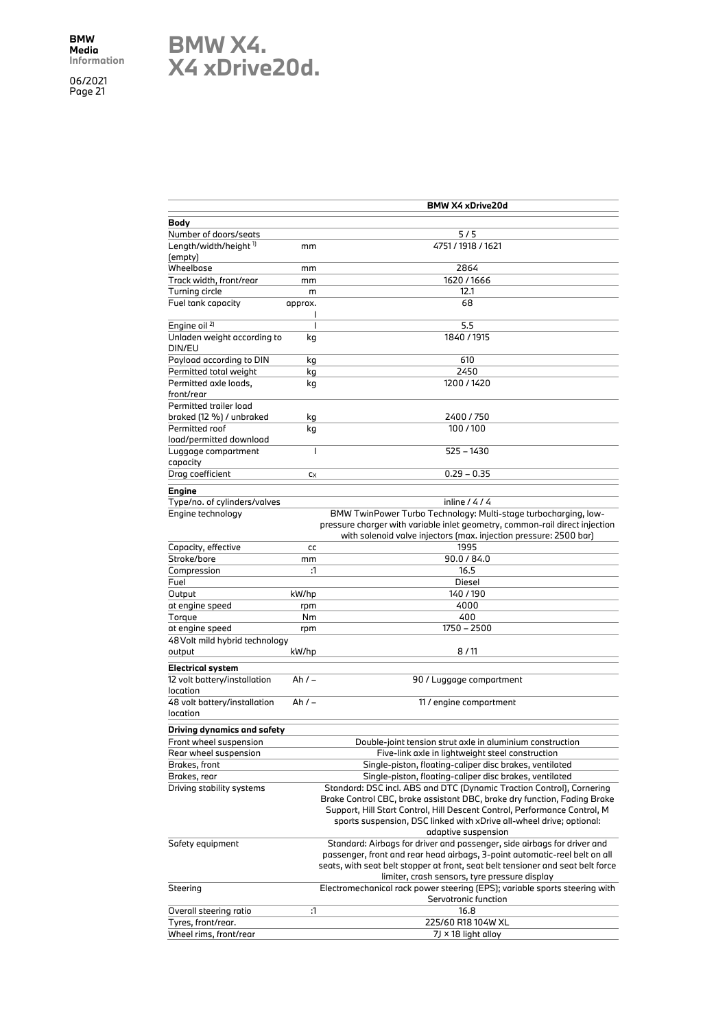# BMW X4.
# X4 xDrive20d.

| | | BMW X4 xDrive20d |
|---|---|---|
| **Body** | | |
| Number of doors/seats | | 5 / 5 |
| Length/width/height [1] (empty) | mm | 4751 / 1918 / 1621 |
| Wheelbase | mm | 2864 |
| Track width, front/rear | mm | 1620 / 1666 |
| Turning circle | m | 12.1 |
| Fuel tank capacity | approx. l | 68 |
| Engine oil [2] | l | 5.5 |
| Unladen weight according to DIN/EU | kg | 1840 / 1915 |
| Payload according to DIN | kg | 610 |
| Permitted total weight | kg | 2450 |
| Permitted axle loads, front/rear | kg | 1200 / 1420 |
| Permitted trailer load braked (12 %) / unbraked | kg | 2400 / 750 |
| Permitted roof load/permitted download | kg | 100 / 100 |
| Luggage compartment capacity | l | 525 – 1430 |
| Drag coefficient | $c_x$ | 0.29 – 0.35 |
| **Engine** | | |
| Type/no. of cylinders/valves | | inline / 4 / 4 |
| Engine technology | | BMW TwinPower Turbo Technology: Multi-stage turbocharging, low-pressure charger with variable inlet geometry, common-rail direct injection with solenoid valve injectors (max. injection pressure: 2500 bar) |
| Capacity, effective | cc | 1995 |
| Stroke/bore | mm | 90.0 / 84.0 |
| Compression | :1 | 16.5 |
| Fuel | | Diesel |
| Output | kW/hp | 140 / 190 |
| at engine speed | rpm | 4000 |
| Torque | Nm | 400 |
| at engine speed | rpm | 1750 – 2500 |
| 48 Volt mild hybrid technology output | kW/hp | 8 / 11 |
| **Electrical system** | | |
| 12 volt battery/installation location | Ah / – | 90 / Luggage compartment |
| 48 volt battery/installation location | Ah / – | 11 / engine compartment |
| **Driving dynamics and safety** | | |
| Front wheel suspension | | Double-joint tension strut axle in aluminium construction |
| Rear wheel suspension | | Five-link axle in lightweight steel construction |
| Brakes, front | | Single-piston, floating-caliper disc brakes, ventilated |
| Brakes, rear | | Single-piston, floating-caliper disc brakes, ventilated |
| Driving stability systems | | Standard: DSC incl. ABS and DTC (Dynamic Traction Control), Cornering Brake Control CBC, brake assistant DBC, brake dry function, Fading Brake Support, Hill Start Control, Hill Descent Control, Performance Control, M sports suspension, DSC linked with xDrive all-wheel drive; optional: adaptive suspension |
| Safety equipment | | Standard: Airbags for driver and passenger, side airbags for driver and passenger, front and rear head airbags, 3-point automatic-reel belt on all seats, with seat belt stopper at front, seat belt tensioner and seat belt force limiter, crash sensors, tyre pressure display |
| Steering | | Electromechanical rack power steering (EPS); variable sports steering with Servotronic function |
| Overall steering ratio | :1 | 16.8 |
| Tyres, front/rear. | | 225/60 R18 104W XL |
| Wheel rims, front/rear | | 7J × 18 light alloy |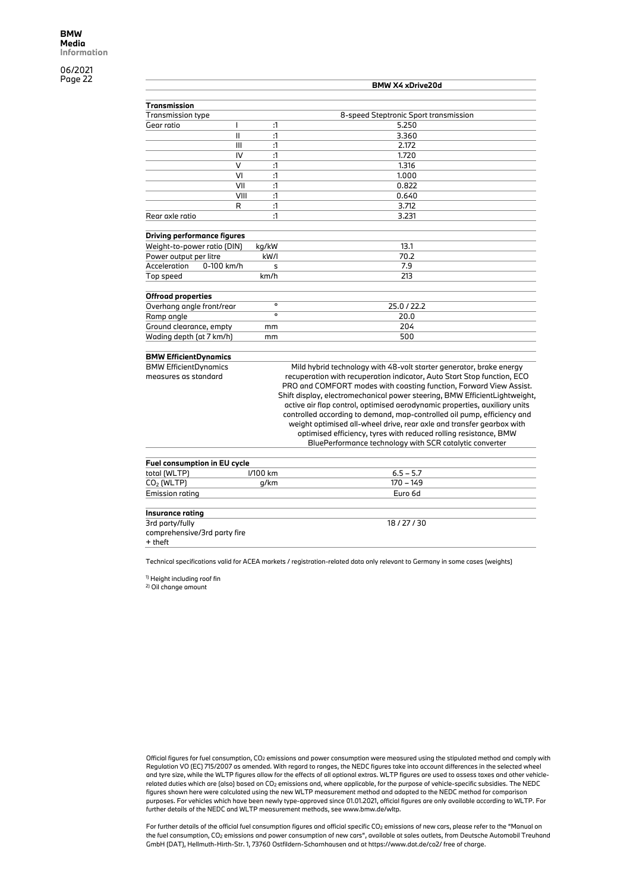| | | | BMW X4 xDrive20d |
|---|---|---|---|
| **Transmission** | | | |
| Transmission type | | | 8-speed Steptronic Sport transmission |
| Gear ratio | I | :1 | 5.250 |
| | II | :1 | 3.360 |
| | III | :1 | 2.172 |
| | IV | :1 | 1.720 |
| | V | :1 | 1.316 |
| | VI | :1 | 1.000 |
| | VII | :1 | 0.822 |
| | VIII | :1 | 0.640 |
| | R | :1 | 3.712 |
| Rear axle ratio | | :1 | 3.231 |
| **Driving performance figures** | | | |
| Weight-to-power ratio (DIN) | | kg/kW | 13.1 |
| Power output per litre | | kW/l | 70.2 |
| Acceleration | 0-100 km/h | s | 7.9 |
| Top speed | | km/h | 213 |
| **Offroad properties** | | | |
| Overhang angle front/rear | | ° | 25.0 / 22.2 |
| Ramp angle | | ° | 20.0 |
| Ground clearance, empty | | mm | 204 |
| Wading depth (at 7 km/h) | | mm | 500 |
| **BMW EfficientDynamics** | | | |
| BMW EfficientDynamics measures as standard | | | Mild hybrid technology with 48-volt starter generator, brake energy recuperation with recuperation indicator, Auto Start Stop function, ECO PRO and COMFORT modes with coasting function, Forward View Assist. Shift display, electromechanical power steering, BMW EfficientLightweight, active air flap control, optimised aerodynamic properties, auxiliary units controlled according to demand, map-controlled oil pump, efficiency and weight optimised all-wheel drive, rear axle and transfer gearbox with optimised efficiency, tyres with reduced rolling resistance, BMW BluePerformance technology with SCR catalytic converter |
| **Fuel consumption in EU cycle** | | | |
| total (WLTP) | | l/100 km | 6.5 – 5.7 |
| $CO_2$ (WLTP) | | g/km | 170 – 149 |
| Emission rating | | | Euro 6d |
| **Insurance rating** | | | |
| 3rd party/fully comprehensive/3rd party fire + theft | | | 18 / 27 / 30 |

Technical specifications valid for ACEA markets / registration-related data only relevant to Germany in some cases (weights)

[1] Height including roof fin
[2] Oil change amount

Official figures for fuel consumption, $CO_2$ emissions and power consumption were measured using the stipulated method and comply with Regulation VO (EC) 715/2007 as amended. With regard to ranges, the NEDC figures take into account differences in the selected wheel and tyre size, while the WLTP figures allow for the effects of all optional extras. WLTP figures are used to assess taxes and other vehicle-related duties which are (also) based on $CO_2$ emissions and, where applicable, for the purpose of vehicle-specific subsidies. The NEDC figures shown here were calculated using the new WLTP measurement method and adapted to the NEDC method for comparison purposes. For vehicles which have been newly type-approved since 01.01.2021, official figures are only available according to WLTP. For further details of the NEDC and WLTP measurement methods, see www.bmw.de/wltp.

For further details of the official fuel consumption figures and official specific $CO_2$ emissions of new cars, please refer to the "Manual on the fuel consumption, $CO_2$ emissions and power consumption of new cars", available at sales outlets, from Deutsche Automobil Treuhand GmbH (DAT), Hellmuth-Hirth-Str. 1, 73760 Ostfildern-Scharnhausen and at https://www.dat.de/co2/ free of charge.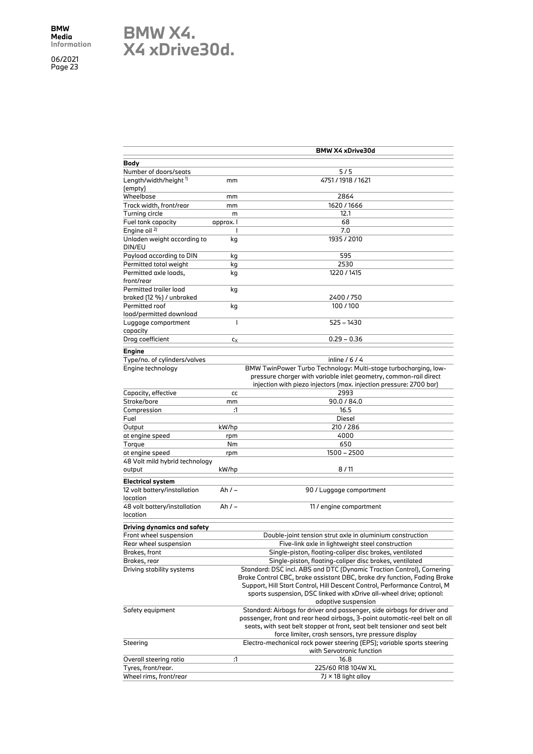# BMW X4. X4 xDrive30d.

| | | BMW X4 xDrive30d |
|---|---|---|
| **Body** | | |
| Number of doors/seats | | 5 / 5 |
| Length/width/height [1] (empty) | mm | 4751 / 1918 / 1621 |
| Wheelbase | mm | 2864 |
| Track width, front/rear | mm | 1620 / 1666 |
| Turning circle | m | 12.1 |
| Fuel tank capacity | approx. l | 68 |
| Engine oil [2] | l | 7.0 |
| Unladen weight according to DIN/EU | kg | 1935 / 2010 |
| Payload according to DIN | kg | 595 |
| Permitted total weight | kg | 2530 |
| Permitted axle loads, front/rear | kg | 1220 / 1415 |
| Permitted trailer load braked (12 %) / unbraked | kg | 2400 / 750 |
| Permitted roof load/permitted download | kg | 100 / 100 |
| Luggage compartment capacity | l | 525 – 1430 |
| Drag coefficient | $c_x$ | 0.29 – 0.36 |
| **Engine** | | |
| Type/no. of cylinders/valves | | inline / 6 / 4 |
| Engine technology | | BMW TwinPower Turbo Technology: Multi-stage turbocharging, low-pressure charger with variable inlet geometry, common-rail direct injection with piezo injectors (max. injection pressure: 2700 bar) |
| Capacity, effective | cc | 2993 |
| Stroke/bore | mm | 90.0 / 84.0 |
| Compression | :1 | 16.5 |
| Fuel | | Diesel |
| Output | kW/hp | 210 / 286 |
| at engine speed | rpm | 4000 |
| Torque | Nm | 650 |
| at engine speed | rpm | 1500 – 2500 |
| 48 Volt mild hybrid technology output | kW/hp | 8 / 11 |
| **Electrical system** | | |
| 12 volt battery/installation location | Ah / – | 90 / Luggage compartment |
| 48 volt battery/installation location | Ah / – | 11 / engine compartment |
| **Driving dynamics and safety** | | |
| Front wheel suspension | | Double-joint tension strut axle in aluminium construction |
| Rear wheel suspension | | Five-link axle in lightweight steel construction |
| Brakes, front | | Single-piston, floating-caliper disc brakes, ventilated |
| Brakes, rear | | Single-piston, floating-caliper disc brakes, ventilated |
| Driving stability systems | | Standard: DSC incl. ABS and DTC (Dynamic Traction Control), Cornering Brake Control CBC, brake assistant DBC, brake dry function, Fading Brake Support, Hill Start Control, Hill Descent Control, Performance Control, M sports suspension, DSC linked with xDrive all-wheel drive; optional: adaptive suspension |
| Safety equipment | | Standard: Airbags for driver and passenger, side airbags for driver and passenger, front and rear head airbags, 3-point automatic-reel belt on all seats, with seat belt stopper at front, seat belt tensioner and seat belt force limiter, crash sensors, tyre pressure display |
| Steering | | Electro-mechanical rack power steering (EPS); variable sports steering with Servotronic function |
| Overall steering ratio | :1 | 16.8 |
| Tyres, front/rear. | | 225/60 R18 104W XL |
| Wheel rims, front/rear | | 7J × 18 light alloy |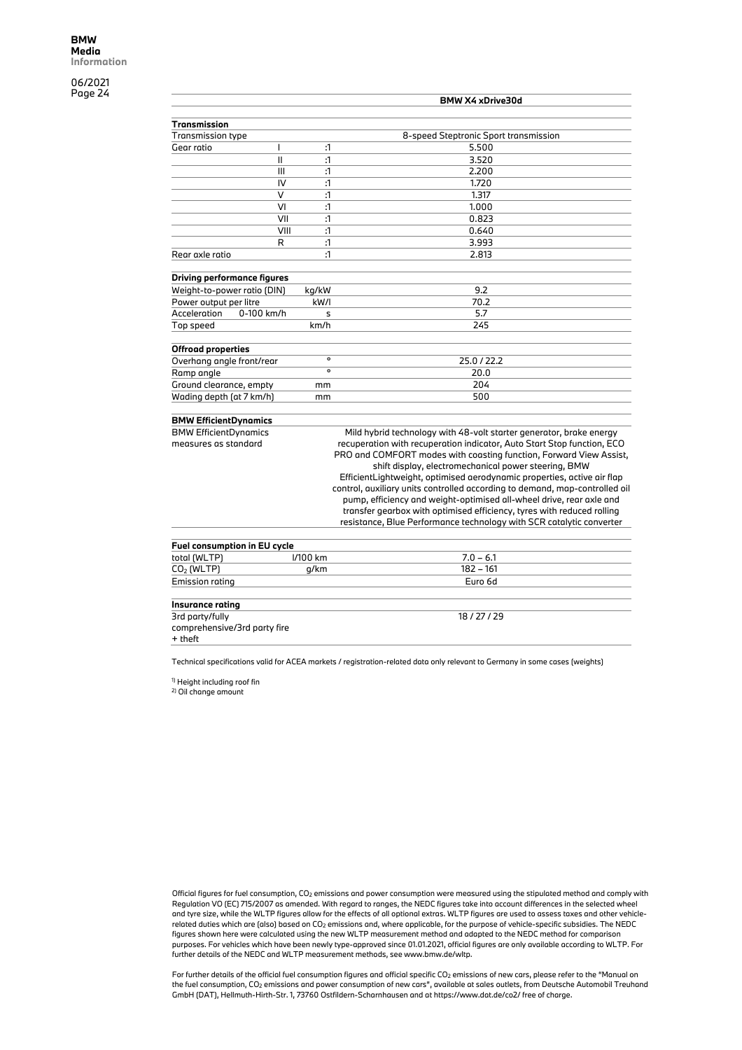| | | | BMW X4 xDrive30d |
|---|---|---|---|
| **Transmission** | | | |
| Transmission type | | | 8-speed Steptronic Sport transmission |
| Gear ratio | I | :1 | 5.500 |
| | II | :1 | 3.520 |
| | III | :1 | 2.200 |
| | IV | :1 | 1.720 |
| | V | :1 | 1.317 |
| | VI | :1 | 1.000 |
| | VII | :1 | 0.823 |
| | VIII | :1 | 0.640 |
| | R | :1 | 3.993 |
| Rear axle ratio | | :1 | 2.813 |
| **Driving performance figures** | | | |
| Weight-to-power ratio (DIN) | | kg/kW | 9.2 |
| Power output per litre | | kW/l | 70.2 |
| Acceleration | 0-100 km/h | s | 5.7 |
| Top speed | | km/h | 245 |
| **Offroad properties** | | | |
| Overhang angle front/rear | | ° | 25.0 / 22.2 |
| Ramp angle | | ° | 20.0 |
| Ground clearance, empty | | mm | 204 |
| Wading depth (at 7 km/h) | | mm | 500 |
| **BMW EfficientDynamics** | | | |
| BMW EfficientDynamics measures as standard | | | Mild hybrid technology with 48-volt starter generator, brake energy recuperation with recuperation indicator, Auto Start Stop function, ECO PRO and COMFORT modes with coasting function, Forward View Assist, shift display, electromechanical power steering, BMW EfficientLightweight, optimised aerodynamic properties, active air flap control, auxiliary units controlled according to demand, map-controlled oil pump, efficiency and weight-optimised all-wheel drive, rear axle and transfer gearbox with optimised efficiency, tyres with reduced rolling resistance, Blue Performance technology with SCR catalytic converter |
| **Fuel consumption in EU cycle** | | | |
| total (WLTP) | | l/100 km | 7.0 – 6.1 |
| $CO_2$ (WLTP) | | g/km | 182 – 161 |
| Emission rating | | | Euro 6d |
| **Insurance rating** | | | |
| 3rd party/fully comprehensive/3rd party fire + theft | | | 18 / 27 / 29 |

Technical specifications valid for ACEA markets / registration-related data only relevant to Germany in some cases (weights)

[1] Height including roof fin
[2] Oil change amount

Official figures for fuel consumption, $CO_2$ emissions and power consumption were measured using the stipulated method and comply with Regulation VO (EC) 715/2007 as amended. With regard to ranges, the NEDC figures take into account differences in the selected wheel and tyre size, while the WLTP figures allow for the effects of all optional extras. WLTP figures are used to assess taxes and other vehicle-related duties which are (also) based on $CO_2$ emissions and, where applicable, for the purpose of vehicle-specific subsidies. The NEDC figures shown here were calculated using the new WLTP measurement method and adapted to the NEDC method for comparison purposes. For vehicles which have been newly type-approved since 01.01.2021, official figures are only available according to WLTP. For further details of the NEDC and WLTP measurement methods, see www.bmw.de/wltp.

For further details of the official fuel consumption figures and official specific $CO_2$ emissions of new cars, please refer to the "Manual on the fuel consumption, $CO_2$ emissions and power consumption of new cars", available at sales outlets, from Deutsche Automobil Treuhand GmbH (DAT), Hellmuth-Hirth-Str. 1, 73760 Ostfildern-Scharnhausen and at https://www.dat.de/co2/ free of charge.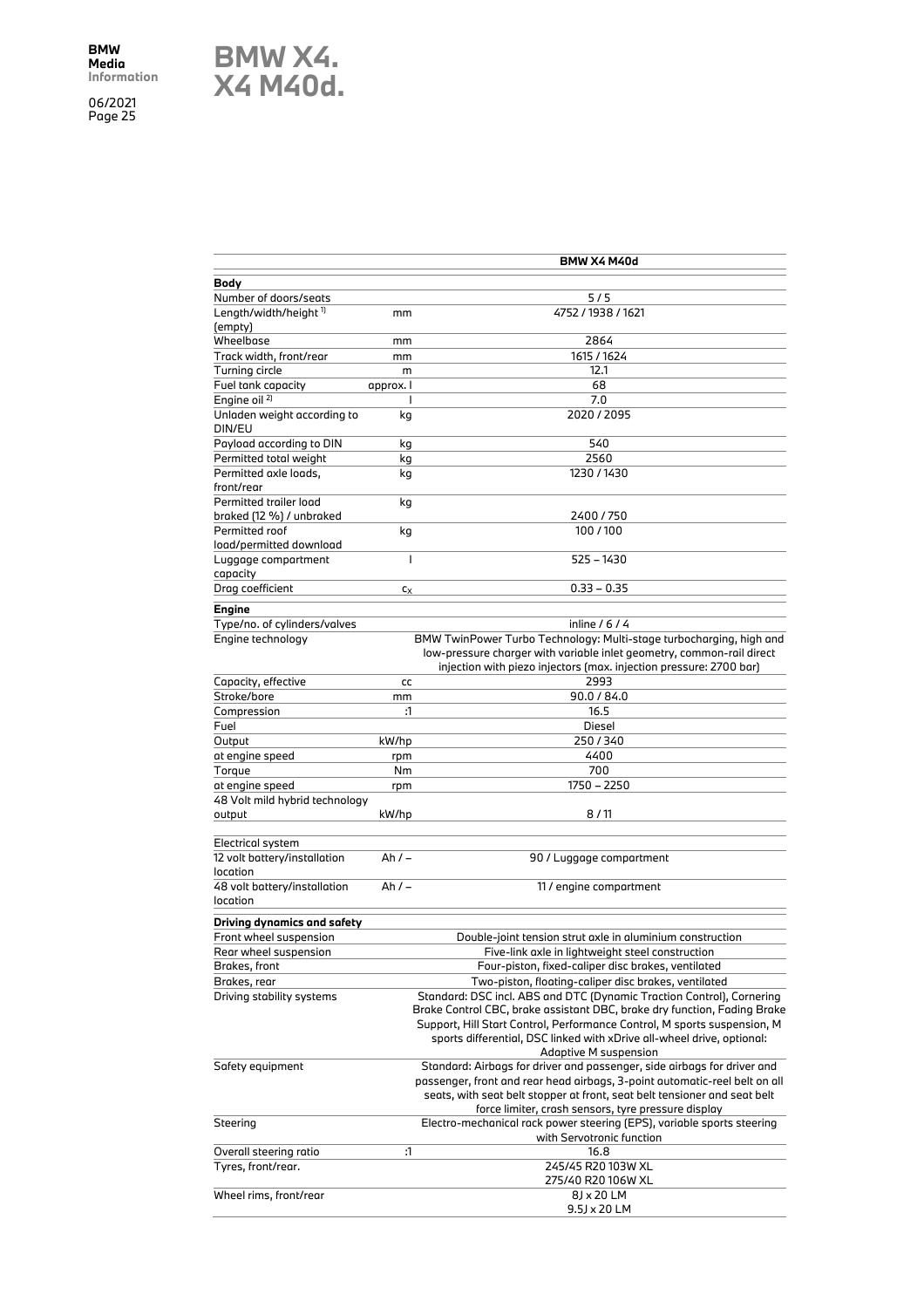# BMW X4. X4 M40d.

| | | BMW X4 M40d |
|---|---|---|
| **Body** | | |
| Number of doors/seats | | 5 / 5 |
| Length/width/height [1] (empty) | mm | 4752 / 1938 / 1621 |
| Wheelbase | mm | 2864 |
| Track width, front/rear | mm | 1615 / 1624 |
| Turning circle | m | 12.1 |
| Fuel tank capacity | approx. l | 68 |
| Engine oil [2] | l | 7.0 |
| Unladen weight according to DIN/EU | kg | 2020 / 2095 |
| Payload according to DIN | kg | 540 |
| Permitted total weight | kg | 2560 |
| Permitted axle loads, front/rear | kg | 1230 / 1430 |
| Permitted trailer load braked (12 %) / unbraked | kg | 2400 / 750 |
| Permitted roof load/permitted download | kg | 100 / 100 |
| Luggage compartment capacity | l | 525 – 1430 |
| Drag coefficient | $c_x$ | 0.33 – 0.35 |
| **Engine** | | |
| Type/no. of cylinders/valves | | inline / 6 / 4 |
| Engine technology | | BMW TwinPower Turbo Technology: Multi-stage turbocharging, high and low-pressure charger with variable inlet geometry, common-rail direct injection with piezo injectors (max. injection pressure: 2700 bar) |
| Capacity, effective | cc | 2993 |
| Stroke/bore | mm | 90.0 / 84.0 |
| Compression | :1 | 16.5 |
| Fuel | | Diesel |
| Output | kW/hp | 250 / 340 |
| at engine speed | rpm | 4400 |
| Torque | Nm | 700 |
| at engine speed | rpm | 1750 – 2250 |
| 48 Volt mild hybrid technology output | kW/hp | 8 / 11 |
| Electrical system | | |
| 12 volt battery/installation location | Ah / – | 90 / Luggage compartment |
| 48 volt battery/installation location | Ah / – | 11 / engine compartment |
| **Driving dynamics and safety** | | |
| Front wheel suspension | | Double-joint tension strut axle in aluminium construction |
| Rear wheel suspension | | Five-link axle in lightweight steel construction |
| Brakes, front | | Four-piston, fixed-caliper disc brakes, ventilated |
| Brakes, rear | | Two-piston, floating-caliper disc brakes, ventilated |
| Driving stability systems | | Standard: DSC incl. ABS and DTC (Dynamic Traction Control), Cornering Brake Control CBC, brake assistant DBC, brake dry function, Fading Brake Support, Hill Start Control, Performance Control, M sports suspension, M sports differential, DSC linked with xDrive all-wheel drive, optional: Adaptive M suspension |
| Safety equipment | | Standard: Airbags for driver and passenger, side airbags for driver and passenger, front and rear head airbags, 3-point automatic-reel belt on all seats, with seat belt stopper at front, seat belt tensioner and seat belt force limiter, crash sensors, tyre pressure display |
| Steering | | Electro-mechanical rack power steering (EPS), variable sports steering with Servotronic function |
| Overall steering ratio | :1 | 16.8 |
| Tyres, front/rear. | | 245/45 R20 103W XL<br>275/40 R20 106W XL |
| Wheel rims, front/rear | | 8J x 20 LM<br>9.5J x 20 LM |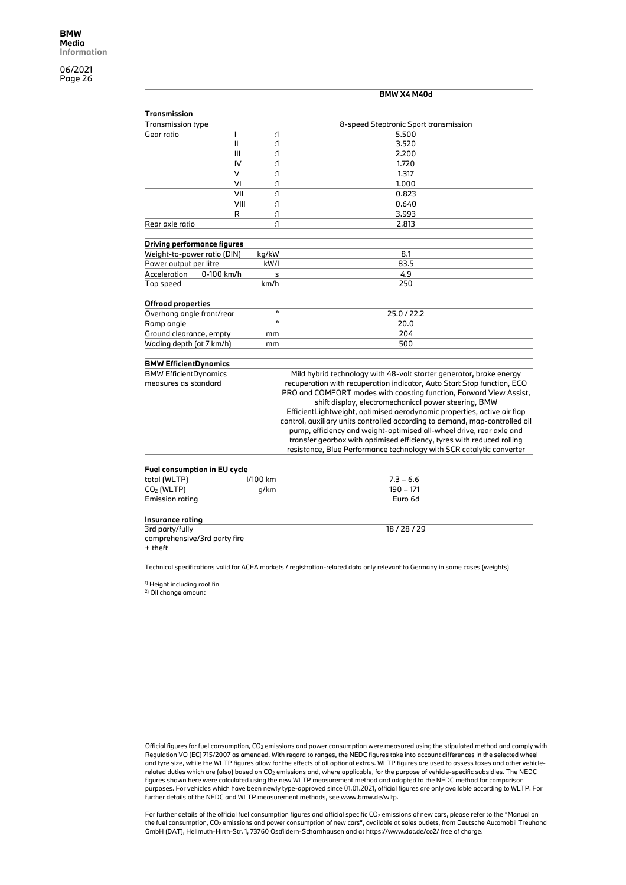| | | | BMW X4 M40d |
|---|---|---|---|
| **Transmission** | | | |
| Transmission type | | | 8-speed Steptronic Sport transmission |
| Gear ratio | I | :1 | 5.500 |
| | II | :1 | 3.520 |
| | III | :1 | 2.200 |
| | IV | :1 | 1.720 |
| | V | :1 | 1.317 |
| | VI | :1 | 1.000 |
| | VII | :1 | 0.823 |
| | VIII | :1 | 0.640 |
| | R | :1 | 3.993 |
| Rear axle ratio | | :1 | 2.813 |
| **Driving performance figures** | | | |
| Weight-to-power ratio (DIN) | | kg/kW | 8.1 |
| Power output per litre | | kW/l | 83.5 |
| Acceleration | 0-100 km/h | s | 4.9 |
| Top speed | | km/h | 250 |
| **Offroad properties** | | | |
| Overhang angle front/rear | | ° | 25.0 / 22.2 |
| Ramp angle | | ° | 20.0 |
| Ground clearance, empty | | mm | 204 |
| Wading depth (at 7 km/h) | | mm | 500 |
| **BMW EfficientDynamics** | | | |
| BMW EfficientDynamics measures as standard | | | Mild hybrid technology with 48-volt starter generator, brake energy recuperation with recuperation indicator, Auto Start Stop function, ECO PRO and COMFORT modes with coasting function, Forward View Assist, shift display, electromechanical power steering, BMW EfficientLightweight, optimised aerodynamic properties, active air flap control, auxiliary units controlled according to demand, map-controlled oil pump, efficiency and weight-optimised all-wheel drive, rear axle and transfer gearbox with optimised efficiency, tyres with reduced rolling resistance, Blue Performance technology with SCR catalytic converter |
| **Fuel consumption in EU cycle** | | | |
| total (WLTP) | | l/100 km | 7.3 – 6.6 |
| $CO_2$ (WLTP) | | g/km | 190 – 171 |
| Emission rating | | | Euro 6d |
| **Insurance rating** | | | |
| 3rd party/fully comprehensive/3rd party fire + theft | | | 18 / 28 / 29 |

Technical specifications valid for ACEA markets / registration-related data only relevant to Germany in some cases (weights)

[1] Height including roof fin
[2] Oil change amount

Official figures for fuel consumption, $CO_2$ emissions and power consumption were measured using the stipulated method and comply with Regulation VO (EC) 715/2007 as amended. With regard to ranges, the NEDC figures take into account differences in the selected wheel and tyre size, while the WLTP figures allow for the effects of all optional extras. WLTP figures are used to assess taxes and other vehicle-related duties which are (also) based on $CO_2$ emissions and, where applicable, for the purpose of vehicle-specific subsidies. The NEDC figures shown here were calculated using the new WLTP measurement method and adapted to the NEDC method for comparison purposes. For vehicles which have been newly type-approved since 01.01.2021, official figures are only available according to WLTP. For further details of the NEDC and WLTP measurement methods, see www.bmw.de/wltp.

For further details of the official fuel consumption figures and official specific $CO_2$ emissions of new cars, please refer to the "Manual on the fuel consumption, $CO_2$ emissions and power consumption of new cars", available at sales outlets, from Deutsche Automobil Treuhand GmbH (DAT), Hellmuth-Hirth-Str. 1, 73760 Ostfildern-Scharnhausen and at https://www.dat.de/co2/ free of charge.